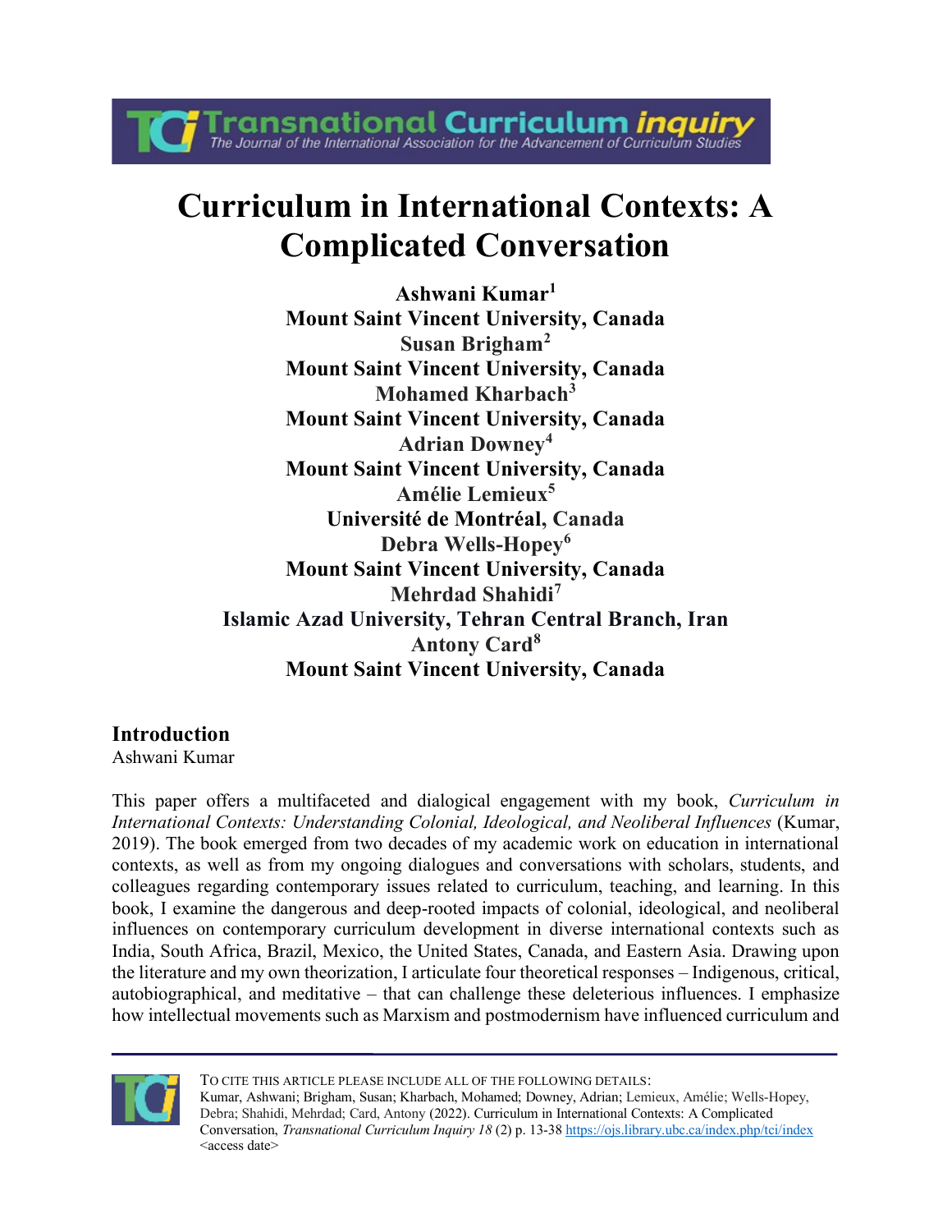# Curriculum in International Contexts: A Complicated Conversation

**Ashwani Kumar[1]**
**Mount Saint Vincent University, Canada**
**Susan Brigham[2]**
**Mount Saint Vincent University, Canada**
**Mohamed Kharbach[3]**
**Mount Saint Vincent University, Canada**
**Adrian Downey[4]**
**Mount Saint Vincent University, Canada**
**Amélie Lemieux[5]**
**Université de Montréal, Canada**
**Debra Wells-Hopey[6]**
**Mount Saint Vincent University, Canada**
**Mehrdad Shahidi[7]**
**Islamic Azad University, Tehran Central Branch, Iran**
**Antony Card[8]**
**Mount Saint Vincent University, Canada**

## Introduction

Ashwani Kumar

This paper offers a multifaceted and dialogical engagement with my book, *Curriculum in International Contexts: Understanding Colonial, Ideological, and Neoliberal Influences* (Kumar, 2019). The book emerged from two decades of my academic work on education in international contexts, as well as from my ongoing dialogues and conversations with scholars, students, and colleagues regarding contemporary issues related to curriculum, teaching, and learning. In this book, I examine the dangerous and deep-rooted impacts of colonial, ideological, and neoliberal influences on contemporary curriculum development in diverse international contexts such as India, South Africa, Brazil, Mexico, the United States, Canada, and Eastern Asia. Drawing upon the literature and my own theorization, I articulate four theoretical responses – Indigenous, critical, autobiographical, and meditative – that can challenge these deleterious influences. I emphasize how intellectual movements such as Marxism and postmodernism have influenced curriculum and

TO CITE THIS ARTICLE PLEASE INCLUDE ALL OF THE FOLLOWING DETAILS:
Kumar, Ashwani; Brigham, Susan; Kharbach, Mohamed; Downey, Adrian; Lemieux, Amélie; Wells-Hopey, Debra; Shahidi, Mehrdad; Card, Antony (2022). Curriculum in International Contexts: A Complicated Conversation, *Transnational Curriculum Inquiry 18* (2) p. 13-38 https://ojs.library.ubc.ca/index.php/tci/index <access date>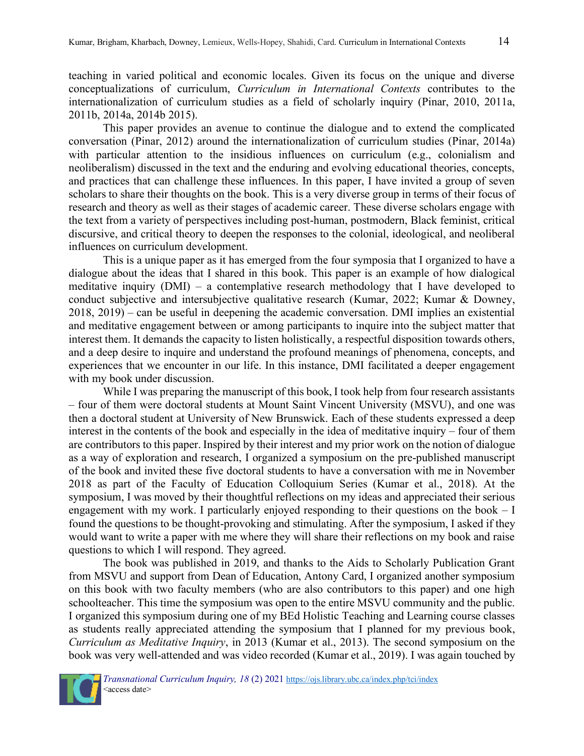teaching in varied political and economic locales. Given its focus on the unique and diverse conceptualizations of curriculum, *Curriculum in International Contexts* contributes to the internationalization of curriculum studies as a field of scholarly inquiry (Pinar, 2010, 2011a, 2011b, 2014a, 2014b 2015).

This paper provides an avenue to continue the dialogue and to extend the complicated conversation (Pinar, 2012) around the internationalization of curriculum studies (Pinar, 2014a) with particular attention to the insidious influences on curriculum (e.g., colonialism and neoliberalism) discussed in the text and the enduring and evolving educational theories, concepts, and practices that can challenge these influences. In this paper, I have invited a group of seven scholars to share their thoughts on the book. This is a very diverse group in terms of their focus of research and theory as well as their stages of academic career. These diverse scholars engage with the text from a variety of perspectives including post-human, postmodern, Black feminist, critical discursive, and critical theory to deepen the responses to the colonial, ideological, and neoliberal influences on curriculum development.

This is a unique paper as it has emerged from the four symposia that I organized to have a dialogue about the ideas that I shared in this book. This paper is an example of how dialogical meditative inquiry (DMI) – a contemplative research methodology that I have developed to conduct subjective and intersubjective qualitative research (Kumar, 2022; Kumar & Downey, 2018, 2019) – can be useful in deepening the academic conversation. DMI implies an existential and meditative engagement between or among participants to inquire into the subject matter that interest them. It demands the capacity to listen holistically, a respectful disposition towards others, and a deep desire to inquire and understand the profound meanings of phenomena, concepts, and experiences that we encounter in our life. In this instance, DMI facilitated a deeper engagement with my book under discussion.

While I was preparing the manuscript of this book, I took help from four research assistants – four of them were doctoral students at Mount Saint Vincent University (MSVU), and one was then a doctoral student at University of New Brunswick. Each of these students expressed a deep interest in the contents of the book and especially in the idea of meditative inquiry – four of them are contributors to this paper. Inspired by their interest and my prior work on the notion of dialogue as a way of exploration and research, I organized a symposium on the pre-published manuscript of the book and invited these five doctoral students to have a conversation with me in November 2018 as part of the Faculty of Education Colloquium Series (Kumar et al., 2018). At the symposium, I was moved by their thoughtful reflections on my ideas and appreciated their serious engagement with my work. I particularly enjoyed responding to their questions on the book – I found the questions to be thought-provoking and stimulating. After the symposium, I asked if they would want to write a paper with me where they will share their reflections on my book and raise questions to which I will respond. They agreed.

The book was published in 2019, and thanks to the Aids to Scholarly Publication Grant from MSVU and support from Dean of Education, Antony Card, I organized another symposium on this book with two faculty members (who are also contributors to this paper) and one high schoolteacher. This time the symposium was open to the entire MSVU community and the public. I organized this symposium during one of my BEd Holistic Teaching and Learning course classes as students really appreciated attending the symposium that I planned for my previous book, *Curriculum as Meditative Inquiry*, in 2013 (Kumar et al., 2013). The second symposium on the book was very well-attended and was video recorded (Kumar et al., 2019). I was again touched by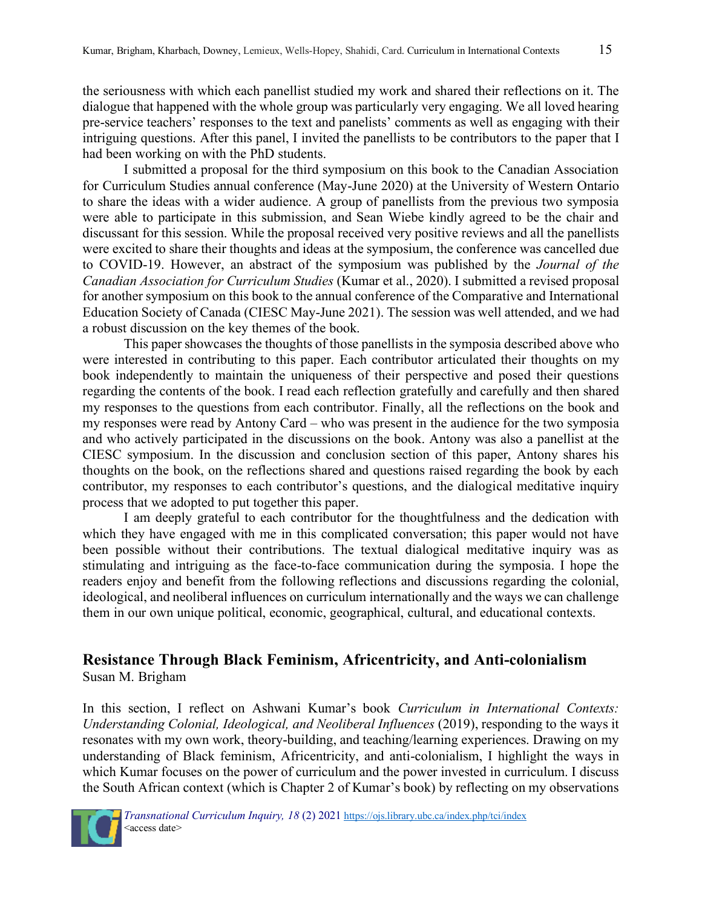the seriousness with which each panellist studied my work and shared their reflections on it. The dialogue that happened with the whole group was particularly very engaging. We all loved hearing pre-service teachers' responses to the text and panelists' comments as well as engaging with their intriguing questions. After this panel, I invited the panellists to be contributors to the paper that I had been working on with the PhD students.

I submitted a proposal for the third symposium on this book to the Canadian Association for Curriculum Studies annual conference (May-June 2020) at the University of Western Ontario to share the ideas with a wider audience. A group of panellists from the previous two symposia were able to participate in this submission, and Sean Wiebe kindly agreed to be the chair and discussant for this session. While the proposal received very positive reviews and all the panellists were excited to share their thoughts and ideas at the symposium, the conference was cancelled due to COVID-19. However, an abstract of the symposium was published by the *Journal of the Canadian Association for Curriculum Studies* (Kumar et al., 2020). I submitted a revised proposal for another symposium on this book to the annual conference of the Comparative and International Education Society of Canada (CIESC May-June 2021). The session was well attended, and we had a robust discussion on the key themes of the book.

This paper showcases the thoughts of those panellists in the symposia described above who were interested in contributing to this paper. Each contributor articulated their thoughts on my book independently to maintain the uniqueness of their perspective and posed their questions regarding the contents of the book. I read each reflection gratefully and carefully and then shared my responses to the questions from each contributor. Finally, all the reflections on the book and my responses were read by Antony Card – who was present in the audience for the two symposia and who actively participated in the discussions on the book. Antony was also a panellist at the CIESC symposium. In the discussion and conclusion section of this paper, Antony shares his thoughts on the book, on the reflections shared and questions raised regarding the book by each contributor, my responses to each contributor's questions, and the dialogical meditative inquiry process that we adopted to put together this paper.

I am deeply grateful to each contributor for the thoughtfulness and the dedication with which they have engaged with me in this complicated conversation; this paper would not have been possible without their contributions. The textual dialogical meditative inquiry was as stimulating and intriguing as the face-to-face communication during the symposia. I hope the readers enjoy and benefit from the following reflections and discussions regarding the colonial, ideological, and neoliberal influences on curriculum internationally and the ways we can challenge them in our own unique political, economic, geographical, cultural, and educational contexts.

## Resistance Through Black Feminism, Africentricity, and Anti-colonialism

Susan M. Brigham

In this section, I reflect on Ashwani Kumar's book *Curriculum in International Contexts: Understanding Colonial, Ideological, and Neoliberal Influences* (2019), responding to the ways it resonates with my own work, theory-building, and teaching/learning experiences. Drawing on my understanding of Black feminism, Africentricity, and anti-colonialism, I highlight the ways in which Kumar focuses on the power of curriculum and the power invested in curriculum. I discuss the South African context (which is Chapter 2 of Kumar's book) by reflecting on my observations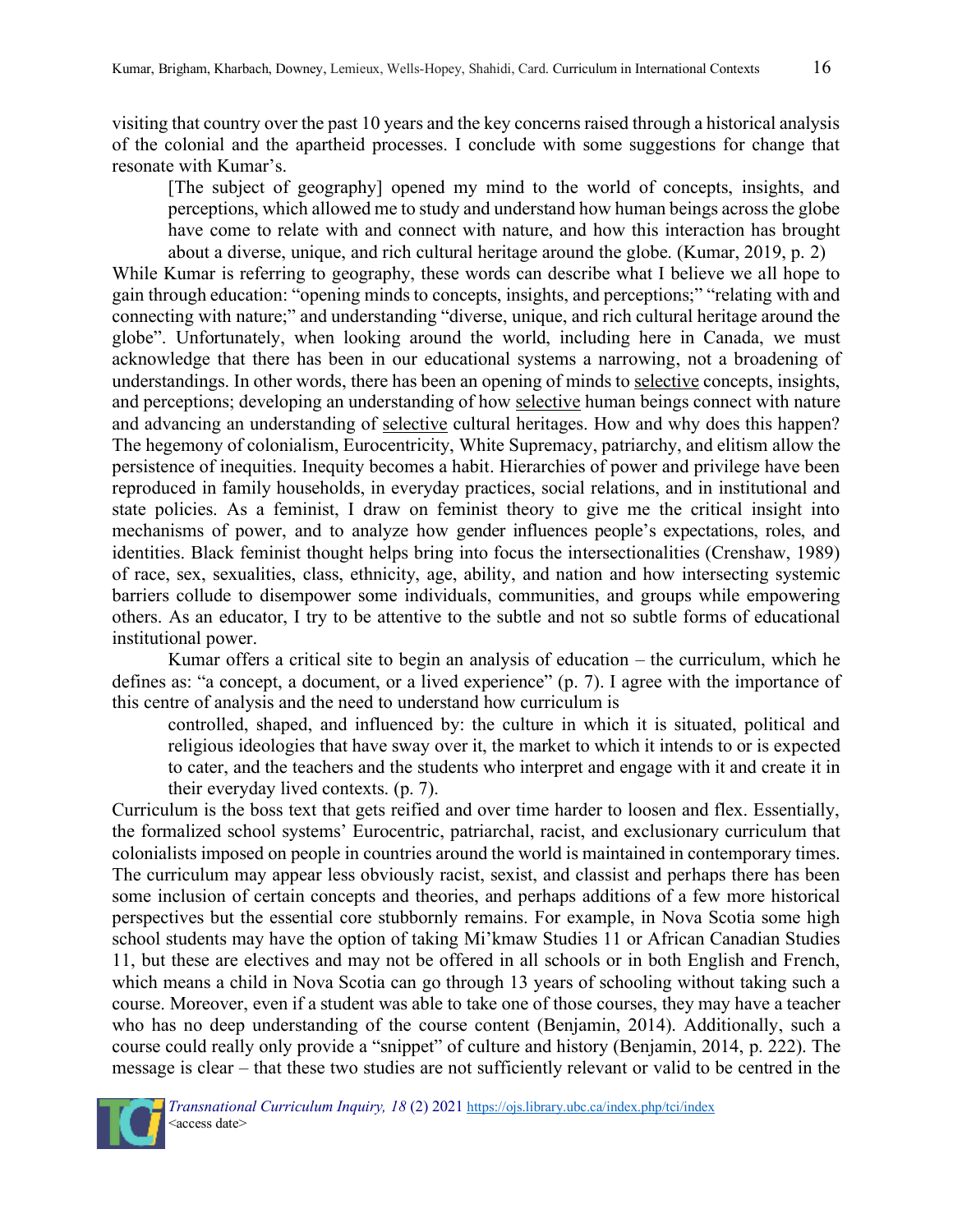visiting that country over the past 10 years and the key concerns raised through a historical analysis of the colonial and the apartheid processes. I conclude with some suggestions for change that resonate with Kumar's.

> [The subject of geography] opened my mind to the world of concepts, insights, and perceptions, which allowed me to study and understand how human beings across the globe have come to relate with and connect with nature, and how this interaction has brought about a diverse, unique, and rich cultural heritage around the globe. (Kumar, 2019, p. 2)

While Kumar is referring to geography, these words can describe what I believe we all hope to gain through education: "opening minds to concepts, insights, and perceptions;" "relating with and connecting with nature;" and understanding "diverse, unique, and rich cultural heritage around the globe". Unfortunately, when looking around the world, including here in Canada, we must acknowledge that there has been in our educational systems a narrowing, not a broadening of understandings. In other words, there has been an opening of minds to <u>selective</u> concepts, insights, and perceptions; developing an understanding of how <u>selective</u> human beings connect with nature and advancing an understanding of <u>selective</u> cultural heritages. How and why does this happen? The hegemony of colonialism, Eurocentricity, White Supremacy, patriarchy, and elitism allow the persistence of inequities. Inequity becomes a habit. Hierarchies of power and privilege have been reproduced in family households, in everyday practices, social relations, and in institutional and state policies. As a feminist, I draw on feminist theory to give me the critical insight into mechanisms of power, and to analyze how gender influences people's expectations, roles, and identities. Black feminist thought helps bring into focus the intersectionalities (Crenshaw, 1989) of race, sex, sexualities, class, ethnicity, age, ability, and nation and how intersecting systemic barriers collude to disempower some individuals, communities, and groups while empowering others. As an educator, I try to be attentive to the subtle and not so subtle forms of educational institutional power.

Kumar offers a critical site to begin an analysis of education – the curriculum, which he defines as: "a concept, a document, or a lived experience" (p. 7). I agree with the importance of this centre of analysis and the need to understand how curriculum is

> controlled, shaped, and influenced by: the culture in which it is situated, political and religious ideologies that have sway over it, the market to which it intends to or is expected to cater, and the teachers and the students who interpret and engage with it and create it in their everyday lived contexts. (p. 7).

Curriculum is the boss text that gets reified and over time harder to loosen and flex. Essentially, the formalized school systems' Eurocentric, patriarchal, racist, and exclusionary curriculum that colonialists imposed on people in countries around the world is maintained in contemporary times. The curriculum may appear less obviously racist, sexist, and classist and perhaps there has been some inclusion of certain concepts and theories, and perhaps additions of a few more historical perspectives but the essential core stubbornly remains. For example, in Nova Scotia some high school students may have the option of taking Mi'kmaw Studies 11 or African Canadian Studies 11, but these are electives and may not be offered in all schools or in both English and French, which means a child in Nova Scotia can go through 13 years of schooling without taking such a course. Moreover, even if a student was able to take one of those courses, they may have a teacher who has no deep understanding of the course content (Benjamin, 2014). Additionally, such a course could really only provide a "snippet" of culture and history (Benjamin, 2014, p. 222). The message is clear – that these two studies are not sufficiently relevant or valid to be centred in the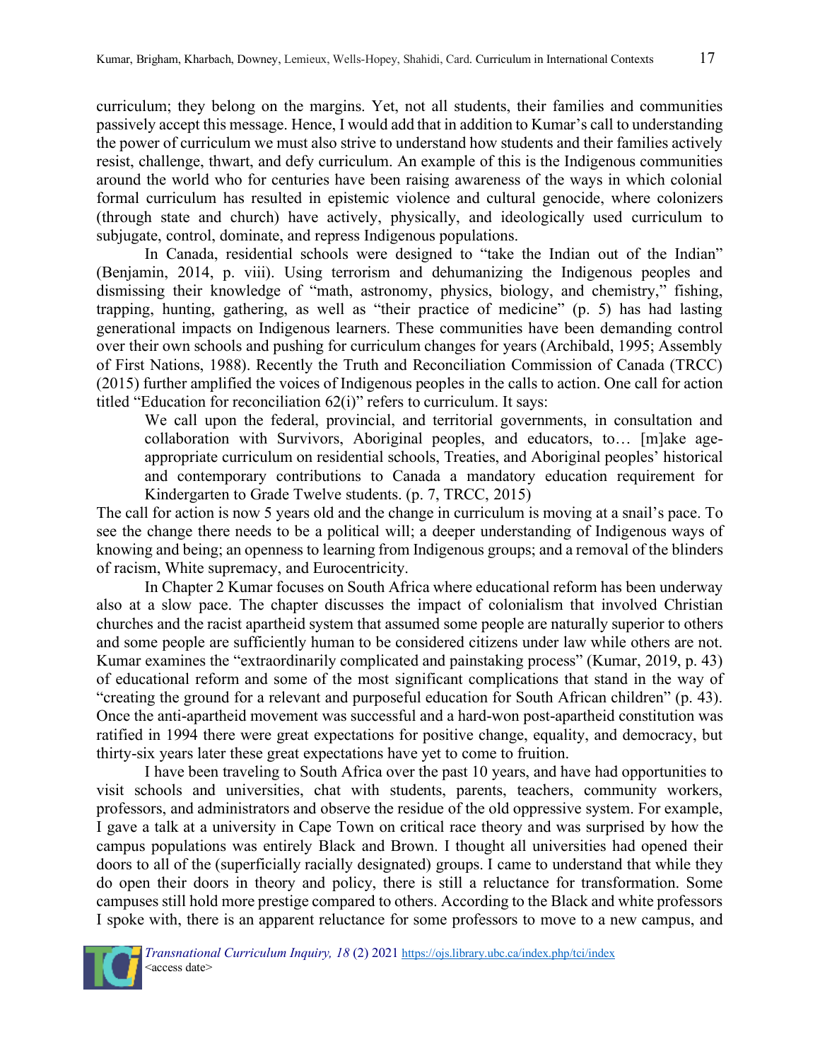curriculum; they belong on the margins. Yet, not all students, their families and communities passively accept this message. Hence, I would add that in addition to Kumar's call to understanding the power of curriculum we must also strive to understand how students and their families actively resist, challenge, thwart, and defy curriculum. An example of this is the Indigenous communities around the world who for centuries have been raising awareness of the ways in which colonial formal curriculum has resulted in epistemic violence and cultural genocide, where colonizers (through state and church) have actively, physically, and ideologically used curriculum to subjugate, control, dominate, and repress Indigenous populations.

In Canada, residential schools were designed to "take the Indian out of the Indian" (Benjamin, 2014, p. viii). Using terrorism and dehumanizing the Indigenous peoples and dismissing their knowledge of "math, astronomy, physics, biology, and chemistry," fishing, trapping, hunting, gathering, as well as "their practice of medicine" (p. 5) has had lasting generational impacts on Indigenous learners. These communities have been demanding control over their own schools and pushing for curriculum changes for years (Archibald, 1995; Assembly of First Nations, 1988). Recently the Truth and Reconciliation Commission of Canada (TRCC) (2015) further amplified the voices of Indigenous peoples in the calls to action. One call for action titled "Education for reconciliation 62(i)" refers to curriculum. It says:

> We call upon the federal, provincial, and territorial governments, in consultation and collaboration with Survivors, Aboriginal peoples, and educators, to… [m]ake age-appropriate curriculum on residential schools, Treaties, and Aboriginal peoples' historical and contemporary contributions to Canada a mandatory education requirement for Kindergarten to Grade Twelve students. (p. 7, TRCC, 2015)

The call for action is now 5 years old and the change in curriculum is moving at a snail's pace. To see the change there needs to be a political will; a deeper understanding of Indigenous ways of knowing and being; an openness to learning from Indigenous groups; and a removal of the blinders of racism, White supremacy, and Eurocentricity.

In Chapter 2 Kumar focuses on South Africa where educational reform has been underway also at a slow pace. The chapter discusses the impact of colonialism that involved Christian churches and the racist apartheid system that assumed some people are naturally superior to others and some people are sufficiently human to be considered citizens under law while others are not. Kumar examines the "extraordinarily complicated and painstaking process" (Kumar, 2019, p. 43) of educational reform and some of the most significant complications that stand in the way of "creating the ground for a relevant and purposeful education for South African children" (p. 43). Once the anti-apartheid movement was successful and a hard-won post-apartheid constitution was ratified in 1994 there were great expectations for positive change, equality, and democracy, but thirty-six years later these great expectations have yet to come to fruition.

I have been traveling to South Africa over the past 10 years, and have had opportunities to visit schools and universities, chat with students, parents, teachers, community workers, professors, and administrators and observe the residue of the old oppressive system. For example, I gave a talk at a university in Cape Town on critical race theory and was surprised by how the campus populations was entirely Black and Brown. I thought all universities had opened their doors to all of the (superficially racially designated) groups. I came to understand that while they do open their doors in theory and policy, there is still a reluctance for transformation. Some campuses still hold more prestige compared to others. According to the Black and white professors I spoke with, there is an apparent reluctance for some professors to move to a new campus, and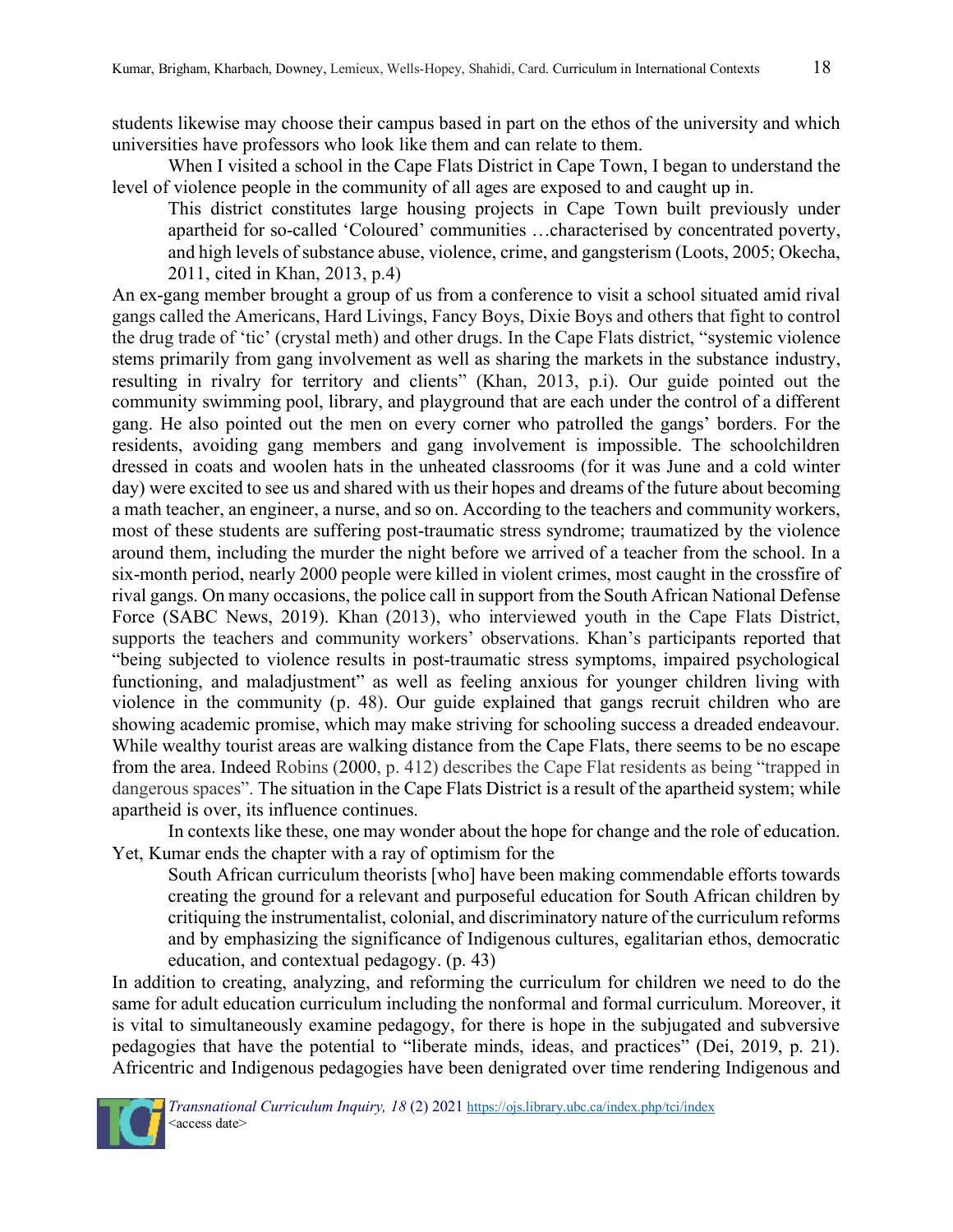students likewise may choose their campus based in part on the ethos of the university and which universities have professors who look like them and can relate to them.

When I visited a school in the Cape Flats District in Cape Town, I began to understand the level of violence people in the community of all ages are exposed to and caught up in.

> This district constitutes large housing projects in Cape Town built previously under apartheid for so-called 'Coloured' communities …characterised by concentrated poverty, and high levels of substance abuse, violence, crime, and gangsterism (Loots, 2005; Okecha, 2011, cited in Khan, 2013, p.4)

An ex-gang member brought a group of us from a conference to visit a school situated amid rival gangs called the Americans, Hard Livings, Fancy Boys, Dixie Boys and others that fight to control the drug trade of 'tic' (crystal meth) and other drugs. In the Cape Flats district, "systemic violence stems primarily from gang involvement as well as sharing the markets in the substance industry, resulting in rivalry for territory and clients" (Khan, 2013, p.i). Our guide pointed out the community swimming pool, library, and playground that are each under the control of a different gang. He also pointed out the men on every corner who patrolled the gangs' borders. For the residents, avoiding gang members and gang involvement is impossible. The schoolchildren dressed in coats and woolen hats in the unheated classrooms (for it was June and a cold winter day) were excited to see us and shared with us their hopes and dreams of the future about becoming a math teacher, an engineer, a nurse, and so on. According to the teachers and community workers, most of these students are suffering post-traumatic stress syndrome; traumatized by the violence around them, including the murder the night before we arrived of a teacher from the school. In a six-month period, nearly 2000 people were killed in violent crimes, most caught in the crossfire of rival gangs. On many occasions, the police call in support from the South African National Defense Force (SABC News, 2019). Khan (2013), who interviewed youth in the Cape Flats District, supports the teachers and community workers' observations. Khan's participants reported that "being subjected to violence results in post-traumatic stress symptoms, impaired psychological functioning, and maladjustment" as well as feeling anxious for younger children living with violence in the community (p. 48). Our guide explained that gangs recruit children who are showing academic promise, which may make striving for schooling success a dreaded endeavour. While wealthy tourist areas are walking distance from the Cape Flats, there seems to be no escape from the area. Indeed Robins (2000, p. 412) describes the Cape Flat residents as being "trapped in dangerous spaces". The situation in the Cape Flats District is a result of the apartheid system; while apartheid is over, its influence continues.

In contexts like these, one may wonder about the hope for change and the role of education. Yet, Kumar ends the chapter with a ray of optimism for the

> South African curriculum theorists [who] have been making commendable efforts towards creating the ground for a relevant and purposeful education for South African children by critiquing the instrumentalist, colonial, and discriminatory nature of the curriculum reforms and by emphasizing the significance of Indigenous cultures, egalitarian ethos, democratic education, and contextual pedagogy. (p. 43)

In addition to creating, analyzing, and reforming the curriculum for children we need to do the same for adult education curriculum including the nonformal and formal curriculum. Moreover, it is vital to simultaneously examine pedagogy, for there is hope in the subjugated and subversive pedagogies that have the potential to "liberate minds, ideas, and practices" (Dei, 2019, p. 21). Africentric and Indigenous pedagogies have been denigrated over time rendering Indigenous and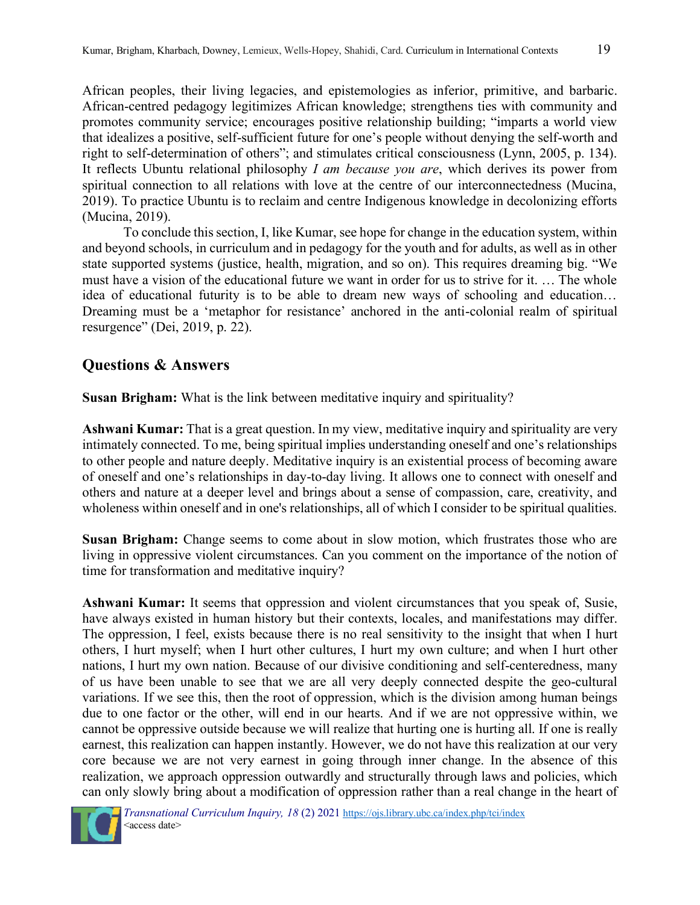African peoples, their living legacies, and epistemologies as inferior, primitive, and barbaric. African-centred pedagogy legitimizes African knowledge; strengthens ties with community and promotes community service; encourages positive relationship building; "imparts a world view that idealizes a positive, self-sufficient future for one's people without denying the self-worth and right to self-determination of others"; and stimulates critical consciousness (Lynn, 2005, p. 134). It reflects Ubuntu relational philosophy *I am because you are*, which derives its power from spiritual connection to all relations with love at the centre of our interconnectedness (Mucina, 2019). To practice Ubuntu is to reclaim and centre Indigenous knowledge in decolonizing efforts (Mucina, 2019).

To conclude this section, I, like Kumar, see hope for change in the education system, within and beyond schools, in curriculum and in pedagogy for the youth and for adults, as well as in other state supported systems (justice, health, migration, and so on). This requires dreaming big. "We must have a vision of the educational future we want in order for us to strive for it. … The whole idea of educational futurity is to be able to dream new ways of schooling and education… Dreaming must be a 'metaphor for resistance' anchored in the anti-colonial realm of spiritual resurgence" (Dei, 2019, p. 22).

## Questions & Answers

**Susan Brigham:** What is the link between meditative inquiry and spirituality?

**Ashwani Kumar:** That is a great question. In my view, meditative inquiry and spirituality are very intimately connected. To me, being spiritual implies understanding oneself and one's relationships to other people and nature deeply. Meditative inquiry is an existential process of becoming aware of oneself and one's relationships in day-to-day living. It allows one to connect with oneself and others and nature at a deeper level and brings about a sense of compassion, care, creativity, and wholeness within oneself and in one's relationships, all of which I consider to be spiritual qualities.

**Susan Brigham:** Change seems to come about in slow motion, which frustrates those who are living in oppressive violent circumstances. Can you comment on the importance of the notion of time for transformation and meditative inquiry?

**Ashwani Kumar:** It seems that oppression and violent circumstances that you speak of, Susie, have always existed in human history but their contexts, locales, and manifestations may differ. The oppression, I feel, exists because there is no real sensitivity to the insight that when I hurt others, I hurt myself; when I hurt other cultures, I hurt my own culture; and when I hurt other nations, I hurt my own nation. Because of our divisive conditioning and self-centeredness, many of us have been unable to see that we are all very deeply connected despite the geo-cultural variations. If we see this, then the root of oppression, which is the division among human beings due to one factor or the other, will end in our hearts. And if we are not oppressive within, we cannot be oppressive outside because we will realize that hurting one is hurting all. If one is really earnest, this realization can happen instantly. However, we do not have this realization at our very core because we are not very earnest in going through inner change. In the absence of this realization, we approach oppression outwardly and structurally through laws and policies, which can only slowly bring about a modification of oppression rather than a real change in the heart of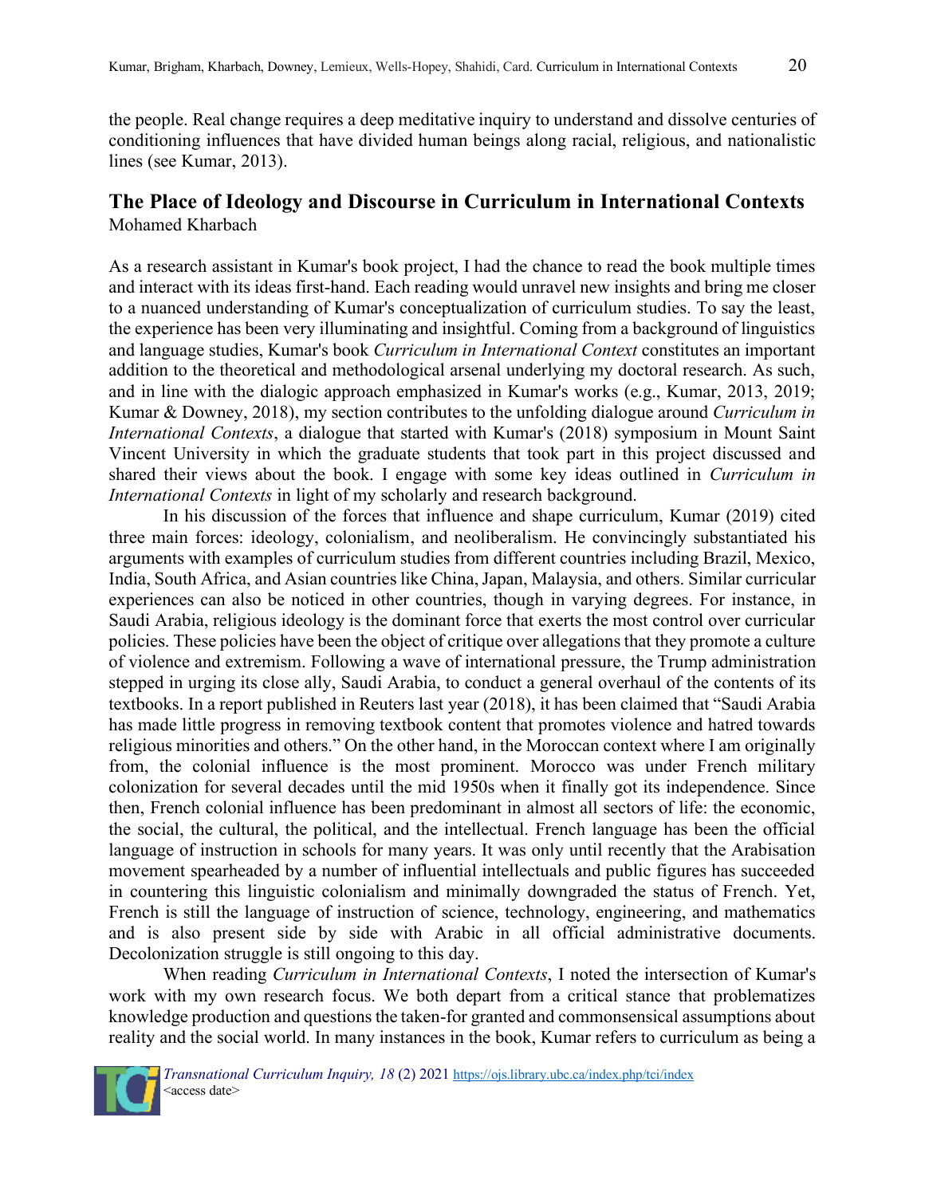the people. Real change requires a deep meditative inquiry to understand and dissolve centuries of conditioning influences that have divided human beings along racial, religious, and nationalistic lines (see Kumar, 2013).

## The Place of Ideology and Discourse in Curriculum in International Contexts

Mohamed Kharbach

As a research assistant in Kumar's book project, I had the chance to read the book multiple times and interact with its ideas first-hand. Each reading would unravel new insights and bring me closer to a nuanced understanding of Kumar's conceptualization of curriculum studies. To say the least, the experience has been very illuminating and insightful. Coming from a background of linguistics and language studies, Kumar's book *Curriculum in International Context* constitutes an important addition to the theoretical and methodological arsenal underlying my doctoral research. As such, and in line with the dialogic approach emphasized in Kumar's works (e.g., Kumar, 2013, 2019; Kumar & Downey, 2018), my section contributes to the unfolding dialogue around *Curriculum in International Contexts*, a dialogue that started with Kumar's (2018) symposium in Mount Saint Vincent University in which the graduate students that took part in this project discussed and shared their views about the book. I engage with some key ideas outlined in *Curriculum in International Contexts* in light of my scholarly and research background.

In his discussion of the forces that influence and shape curriculum, Kumar (2019) cited three main forces: ideology, colonialism, and neoliberalism. He convincingly substantiated his arguments with examples of curriculum studies from different countries including Brazil, Mexico, India, South Africa, and Asian countries like China, Japan, Malaysia, and others. Similar curricular experiences can also be noticed in other countries, though in varying degrees. For instance, in Saudi Arabia, religious ideology is the dominant force that exerts the most control over curricular policies. These policies have been the object of critique over allegations that they promote a culture of violence and extremism. Following a wave of international pressure, the Trump administration stepped in urging its close ally, Saudi Arabia, to conduct a general overhaul of the contents of its textbooks. In a report published in Reuters last year (2018), it has been claimed that "Saudi Arabia has made little progress in removing textbook content that promotes violence and hatred towards religious minorities and others." On the other hand, in the Moroccan context where I am originally from, the colonial influence is the most prominent. Morocco was under French military colonization for several decades until the mid 1950s when it finally got its independence. Since then, French colonial influence has been predominant in almost all sectors of life: the economic, the social, the cultural, the political, and the intellectual. French language has been the official language of instruction in schools for many years. It was only until recently that the Arabisation movement spearheaded by a number of influential intellectuals and public figures has succeeded in countering this linguistic colonialism and minimally downgraded the status of French. Yet, French is still the language of instruction of science, technology, engineering, and mathematics and is also present side by side with Arabic in all official administrative documents. Decolonization struggle is still ongoing to this day.

When reading *Curriculum in International Contexts*, I noted the intersection of Kumar's work with my own research focus. We both depart from a critical stance that problematizes knowledge production and questions the taken-for granted and commonsensical assumptions about reality and the social world. In many instances in the book, Kumar refers to curriculum as being a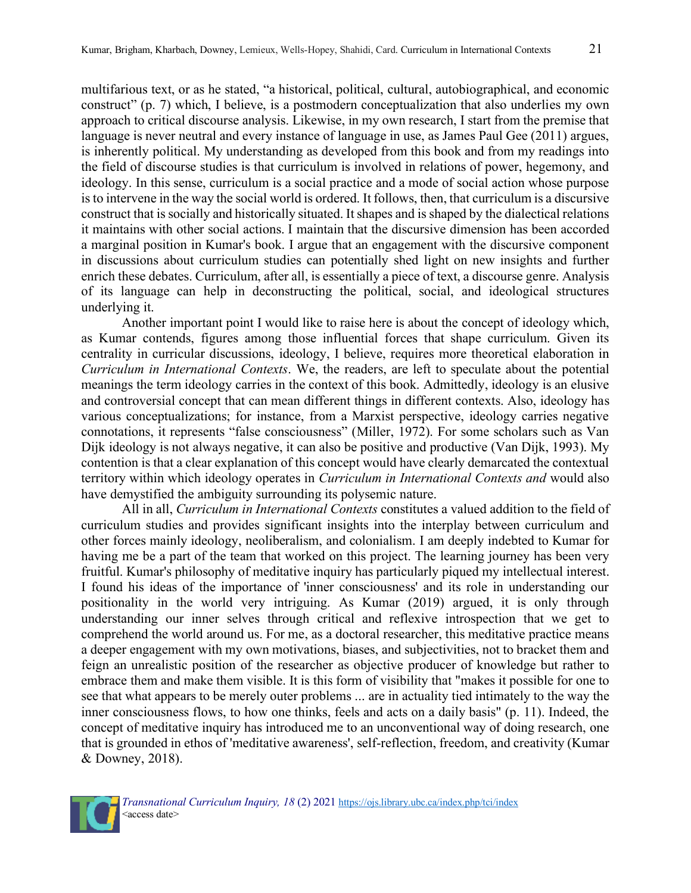multifarious text, or as he stated, "a historical, political, cultural, autobiographical, and economic construct" (p. 7) which, I believe, is a postmodern conceptualization that also underlies my own approach to critical discourse analysis. Likewise, in my own research, I start from the premise that language is never neutral and every instance of language in use, as James Paul Gee (2011) argues, is inherently political. My understanding as developed from this book and from my readings into the field of discourse studies is that curriculum is involved in relations of power, hegemony, and ideology. In this sense, curriculum is a social practice and a mode of social action whose purpose is to intervene in the way the social world is ordered. It follows, then, that curriculum is a discursive construct that is socially and historically situated. It shapes and is shaped by the dialectical relations it maintains with other social actions. I maintain that the discursive dimension has been accorded a marginal position in Kumar's book. I argue that an engagement with the discursive component in discussions about curriculum studies can potentially shed light on new insights and further enrich these debates. Curriculum, after all, is essentially a piece of text, a discourse genre. Analysis of its language can help in deconstructing the political, social, and ideological structures underlying it.

Another important point I would like to raise here is about the concept of ideology which, as Kumar contends, figures among those influential forces that shape curriculum. Given its centrality in curricular discussions, ideology, I believe, requires more theoretical elaboration in *Curriculum in International Contexts*. We, the readers, are left to speculate about the potential meanings the term ideology carries in the context of this book. Admittedly, ideology is an elusive and controversial concept that can mean different things in different contexts. Also, ideology has various conceptualizations; for instance, from a Marxist perspective, ideology carries negative connotations, it represents "false consciousness" (Miller, 1972). For some scholars such as Van Dijk ideology is not always negative, it can also be positive and productive (Van Dijk, 1993). My contention is that a clear explanation of this concept would have clearly demarcated the contextual territory within which ideology operates in *Curriculum in International Contexts and* would also have demystified the ambiguity surrounding its polysemic nature.

All in all, *Curriculum in International Contexts* constitutes a valued addition to the field of curriculum studies and provides significant insights into the interplay between curriculum and other forces mainly ideology, neoliberalism, and colonialism. I am deeply indebted to Kumar for having me be a part of the team that worked on this project. The learning journey has been very fruitful. Kumar's philosophy of meditative inquiry has particularly piqued my intellectual interest. I found his ideas of the importance of 'inner consciousness' and its role in understanding our positionality in the world very intriguing. As Kumar (2019) argued, it is only through understanding our inner selves through critical and reflexive introspection that we get to comprehend the world around us. For me, as a doctoral researcher, this meditative practice means a deeper engagement with my own motivations, biases, and subjectivities, not to bracket them and feign an unrealistic position of the researcher as objective producer of knowledge but rather to embrace them and make them visible. It is this form of visibility that "makes it possible for one to see that what appears to be merely outer problems ... are in actuality tied intimately to the way the inner consciousness flows, to how one thinks, feels and acts on a daily basis" (p. 11). Indeed, the concept of meditative inquiry has introduced me to an unconventional way of doing research, one that is grounded in ethos of 'meditative awareness', self-reflection, freedom, and creativity (Kumar & Downey, 2018).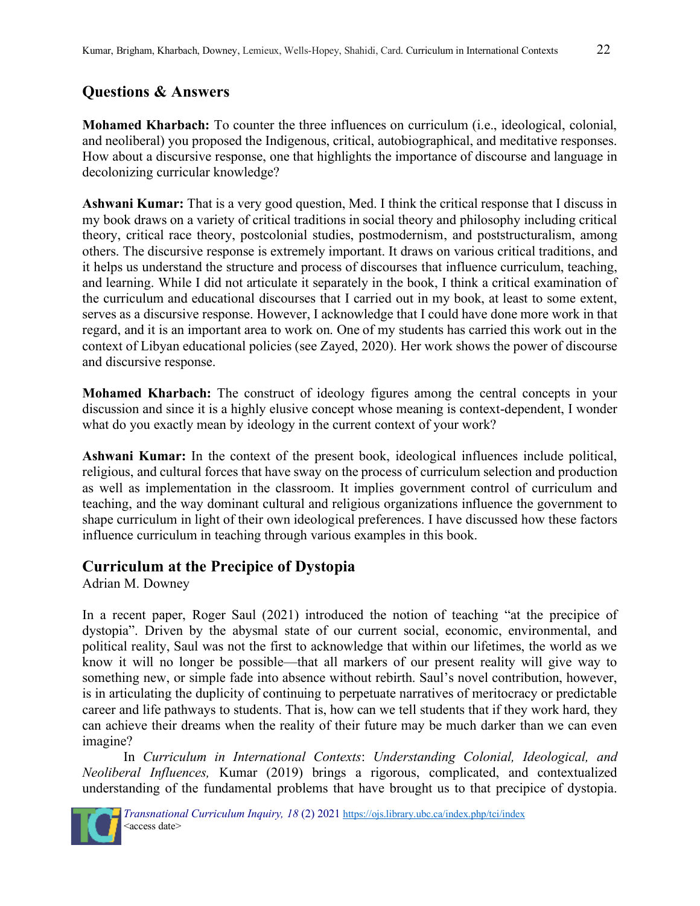## Questions & Answers

**Mohamed Kharbach:** To counter the three influences on curriculum (i.e., ideological, colonial, and neoliberal) you proposed the Indigenous, critical, autobiographical, and meditative responses. How about a discursive response, one that highlights the importance of discourse and language in decolonizing curricular knowledge?

**Ashwani Kumar:** That is a very good question, Med. I think the critical response that I discuss in my book draws on a variety of critical traditions in social theory and philosophy including critical theory, critical race theory, postcolonial studies, postmodernism, and poststructuralism, among others. The discursive response is extremely important. It draws on various critical traditions, and it helps us understand the structure and process of discourses that influence curriculum, teaching, and learning. While I did not articulate it separately in the book, I think a critical examination of the curriculum and educational discourses that I carried out in my book, at least to some extent, serves as a discursive response. However, I acknowledge that I could have done more work in that regard, and it is an important area to work on. One of my students has carried this work out in the context of Libyan educational policies (see Zayed, 2020). Her work shows the power of discourse and discursive response.

**Mohamed Kharbach:** The construct of ideology figures among the central concepts in your discussion and since it is a highly elusive concept whose meaning is context-dependent, I wonder what do you exactly mean by ideology in the current context of your work?

**Ashwani Kumar:** In the context of the present book, ideological influences include political, religious, and cultural forces that have sway on the process of curriculum selection and production as well as implementation in the classroom. It implies government control of curriculum and teaching, and the way dominant cultural and religious organizations influence the government to shape curriculum in light of their own ideological preferences. I have discussed how these factors influence curriculum in teaching through various examples in this book.

## Curriculum at the Precipice of Dystopia

Adrian M. Downey

In a recent paper, Roger Saul (2021) introduced the notion of teaching "at the precipice of dystopia". Driven by the abysmal state of our current social, economic, environmental, and political reality, Saul was not the first to acknowledge that within our lifetimes, the world as we know it will no longer be possible—that all markers of our present reality will give way to something new, or simple fade into absence without rebirth. Saul's novel contribution, however, is in articulating the duplicity of continuing to perpetuate narratives of meritocracy or predictable career and life pathways to students. That is, how can we tell students that if they work hard, they can achieve their dreams when the reality of their future may be much darker than we can even imagine?

In *Curriculum in International Contexts*: *Understanding Colonial, Ideological, and Neoliberal Influences,* Kumar (2019) brings a rigorous, complicated, and contextualized understanding of the fundamental problems that have brought us to that precipice of dystopia.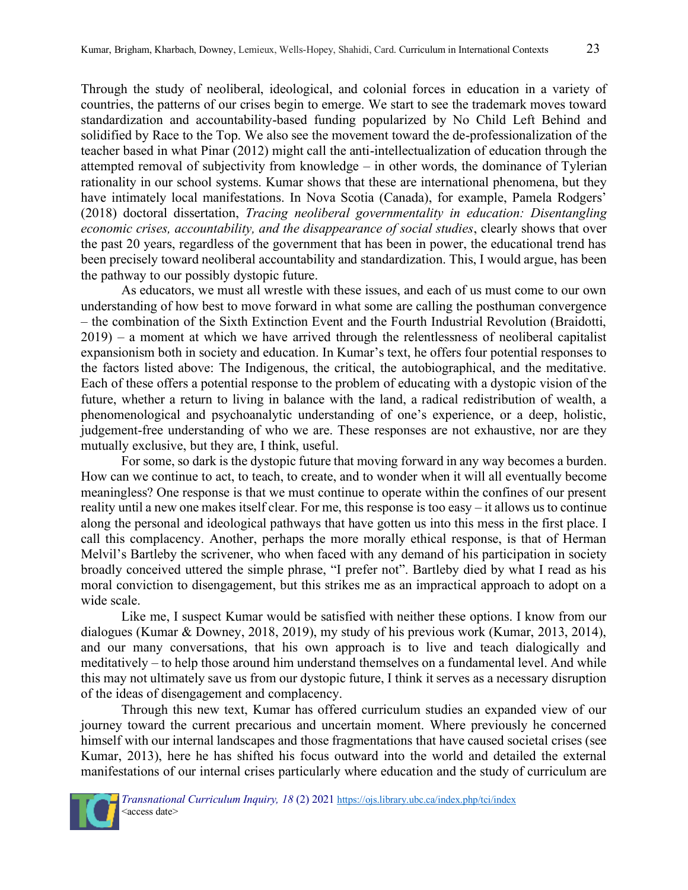Through the study of neoliberal, ideological, and colonial forces in education in a variety of countries, the patterns of our crises begin to emerge. We start to see the trademark moves toward standardization and accountability-based funding popularized by No Child Left Behind and solidified by Race to the Top. We also see the movement toward the de-professionalization of the teacher based in what Pinar (2012) might call the anti-intellectualization of education through the attempted removal of subjectivity from knowledge – in other words, the dominance of Tylerian rationality in our school systems. Kumar shows that these are international phenomena, but they have intimately local manifestations. In Nova Scotia (Canada), for example, Pamela Rodgers' (2018) doctoral dissertation, *Tracing neoliberal governmentality in education: Disentangling economic crises, accountability, and the disappearance of social studies*, clearly shows that over the past 20 years, regardless of the government that has been in power, the educational trend has been precisely toward neoliberal accountability and standardization. This, I would argue, has been the pathway to our possibly dystopic future.

As educators, we must all wrestle with these issues, and each of us must come to our own understanding of how best to move forward in what some are calling the posthuman convergence – the combination of the Sixth Extinction Event and the Fourth Industrial Revolution (Braidotti, 2019) – a moment at which we have arrived through the relentlessness of neoliberal capitalist expansionism both in society and education. In Kumar's text, he offers four potential responses to the factors listed above: The Indigenous, the critical, the autobiographical, and the meditative. Each of these offers a potential response to the problem of educating with a dystopic vision of the future, whether a return to living in balance with the land, a radical redistribution of wealth, a phenomenological and psychoanalytic understanding of one's experience, or a deep, holistic, judgement-free understanding of who we are. These responses are not exhaustive, nor are they mutually exclusive, but they are, I think, useful.

For some, so dark is the dystopic future that moving forward in any way becomes a burden. How can we continue to act, to teach, to create, and to wonder when it will all eventually become meaningless? One response is that we must continue to operate within the confines of our present reality until a new one makes itself clear. For me, this response is too easy – it allows us to continue along the personal and ideological pathways that have gotten us into this mess in the first place. I call this complacency. Another, perhaps the more morally ethical response, is that of Herman Melvil's Bartleby the scrivener, who when faced with any demand of his participation in society broadly conceived uttered the simple phrase, "I prefer not". Bartleby died by what I read as his moral conviction to disengagement, but this strikes me as an impractical approach to adopt on a wide scale.

Like me, I suspect Kumar would be satisfied with neither these options. I know from our dialogues (Kumar & Downey, 2018, 2019), my study of his previous work (Kumar, 2013, 2014), and our many conversations, that his own approach is to live and teach dialogically and meditatively – to help those around him understand themselves on a fundamental level. And while this may not ultimately save us from our dystopic future, I think it serves as a necessary disruption of the ideas of disengagement and complacency.

Through this new text, Kumar has offered curriculum studies an expanded view of our journey toward the current precarious and uncertain moment. Where previously he concerned himself with our internal landscapes and those fragmentations that have caused societal crises (see Kumar, 2013), here he has shifted his focus outward into the world and detailed the external manifestations of our internal crises particularly where education and the study of curriculum are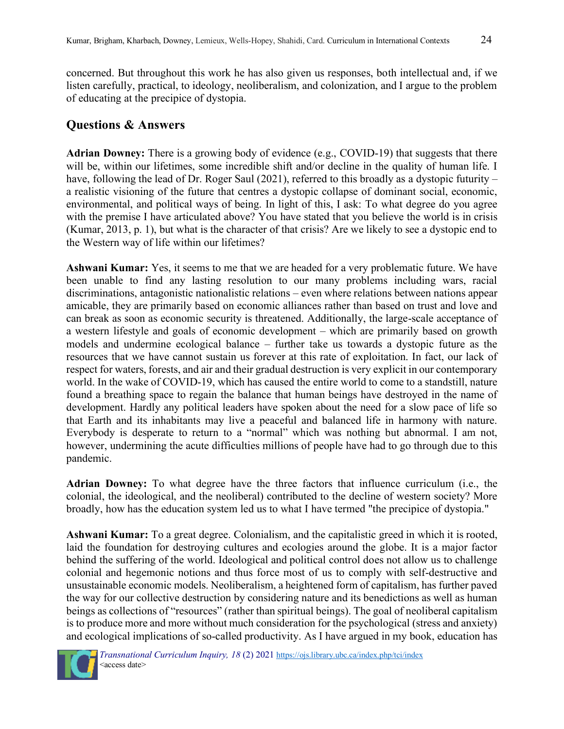concerned. But throughout this work he has also given us responses, both intellectual and, if we listen carefully, practical, to ideology, neoliberalism, and colonization, and I argue to the problem of educating at the precipice of dystopia.

## Questions & Answers

**Adrian Downey:** There is a growing body of evidence (e.g., COVID-19) that suggests that there will be, within our lifetimes, some incredible shift and/or decline in the quality of human life. I have, following the lead of Dr. Roger Saul (2021), referred to this broadly as a dystopic futurity – a realistic visioning of the future that centres a dystopic collapse of dominant social, economic, environmental, and political ways of being. In light of this, I ask: To what degree do you agree with the premise I have articulated above? You have stated that you believe the world is in crisis (Kumar, 2013, p. 1), but what is the character of that crisis? Are we likely to see a dystopic end to the Western way of life within our lifetimes?

**Ashwani Kumar:** Yes, it seems to me that we are headed for a very problematic future. We have been unable to find any lasting resolution to our many problems including wars, racial discriminations, antagonistic nationalistic relations – even where relations between nations appear amicable, they are primarily based on economic alliances rather than based on trust and love and can break as soon as economic security is threatened. Additionally, the large-scale acceptance of a western lifestyle and goals of economic development – which are primarily based on growth models and undermine ecological balance – further take us towards a dystopic future as the resources that we have cannot sustain us forever at this rate of exploitation. In fact, our lack of respect for waters, forests, and air and their gradual destruction is very explicit in our contemporary world. In the wake of COVID-19, which has caused the entire world to come to a standstill, nature found a breathing space to regain the balance that human beings have destroyed in the name of development. Hardly any political leaders have spoken about the need for a slow pace of life so that Earth and its inhabitants may live a peaceful and balanced life in harmony with nature. Everybody is desperate to return to a "normal" which was nothing but abnormal. I am not, however, undermining the acute difficulties millions of people have had to go through due to this pandemic.

**Adrian Downey:** To what degree have the three factors that influence curriculum (i.e., the colonial, the ideological, and the neoliberal) contributed to the decline of western society? More broadly, how has the education system led us to what I have termed "the precipice of dystopia."

**Ashwani Kumar:** To a great degree. Colonialism, and the capitalistic greed in which it is rooted, laid the foundation for destroying cultures and ecologies around the globe. It is a major factor behind the suffering of the world. Ideological and political control does not allow us to challenge colonial and hegemonic notions and thus force most of us to comply with self-destructive and unsustainable economic models. Neoliberalism, a heightened form of capitalism, has further paved the way for our collective destruction by considering nature and its benedictions as well as human beings as collections of "resources" (rather than spiritual beings). The goal of neoliberal capitalism is to produce more and more without much consideration for the psychological (stress and anxiety) and ecological implications of so-called productivity. As I have argued in my book, education has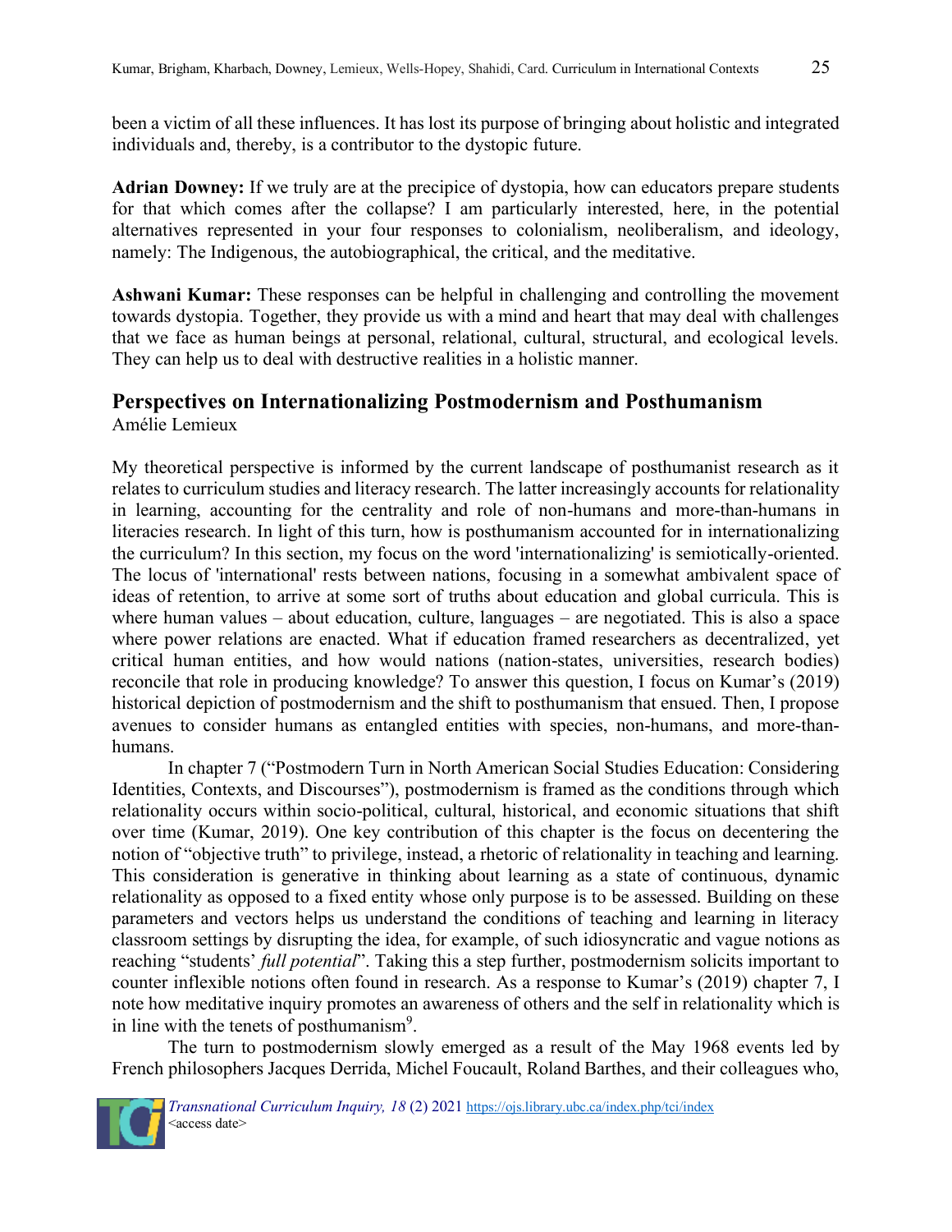been a victim of all these influences. It has lost its purpose of bringing about holistic and integrated individuals and, thereby, is a contributor to the dystopic future.

**Adrian Downey:** If we truly are at the precipice of dystopia, how can educators prepare students for that which comes after the collapse? I am particularly interested, here, in the potential alternatives represented in your four responses to colonialism, neoliberalism, and ideology, namely: The Indigenous, the autobiographical, the critical, and the meditative.

**Ashwani Kumar:** These responses can be helpful in challenging and controlling the movement towards dystopia. Together, they provide us with a mind and heart that may deal with challenges that we face as human beings at personal, relational, cultural, structural, and ecological levels. They can help us to deal with destructive realities in a holistic manner.

## Perspectives on Internationalizing Postmodernism and Posthumanism

Amélie Lemieux

My theoretical perspective is informed by the current landscape of posthumanist research as it relates to curriculum studies and literacy research. The latter increasingly accounts for relationality in learning, accounting for the centrality and role of non-humans and more-than-humans in literacies research. In light of this turn, how is posthumanism accounted for in internationalizing the curriculum? In this section, my focus on the word 'internationalizing' is semiotically-oriented. The locus of 'international' rests between nations, focusing in a somewhat ambivalent space of ideas of retention, to arrive at some sort of truths about education and global curricula. This is where human values – about education, culture, languages – are negotiated. This is also a space where power relations are enacted. What if education framed researchers as decentralized, yet critical human entities, and how would nations (nation-states, universities, research bodies) reconcile that role in producing knowledge? To answer this question, I focus on Kumar's (2019) historical depiction of postmodernism and the shift to posthumanism that ensued. Then, I propose avenues to consider humans as entangled entities with species, non-humans, and more-than-humans.

In chapter 7 ("Postmodern Turn in North American Social Studies Education: Considering Identities, Contexts, and Discourses"), postmodernism is framed as the conditions through which relationality occurs within socio-political, cultural, historical, and economic situations that shift over time (Kumar, 2019). One key contribution of this chapter is the focus on decentering the notion of "objective truth" to privilege, instead, a rhetoric of relationality in teaching and learning. This consideration is generative in thinking about learning as a state of continuous, dynamic relationality as opposed to a fixed entity whose only purpose is to be assessed. Building on these parameters and vectors helps us understand the conditions of teaching and learning in literacy classroom settings by disrupting the idea, for example, of such idiosyncratic and vague notions as reaching "students' *full potential*". Taking this a step further, postmodernism solicits important to counter inflexible notions often found in research. As a response to Kumar's (2019) chapter 7, I note how meditative inquiry promotes an awareness of others and the self in relationality which is in line with the tenets of posthumanism[9].

The turn to postmodernism slowly emerged as a result of the May 1968 events led by French philosophers Jacques Derrida, Michel Foucault, Roland Barthes, and their colleagues who,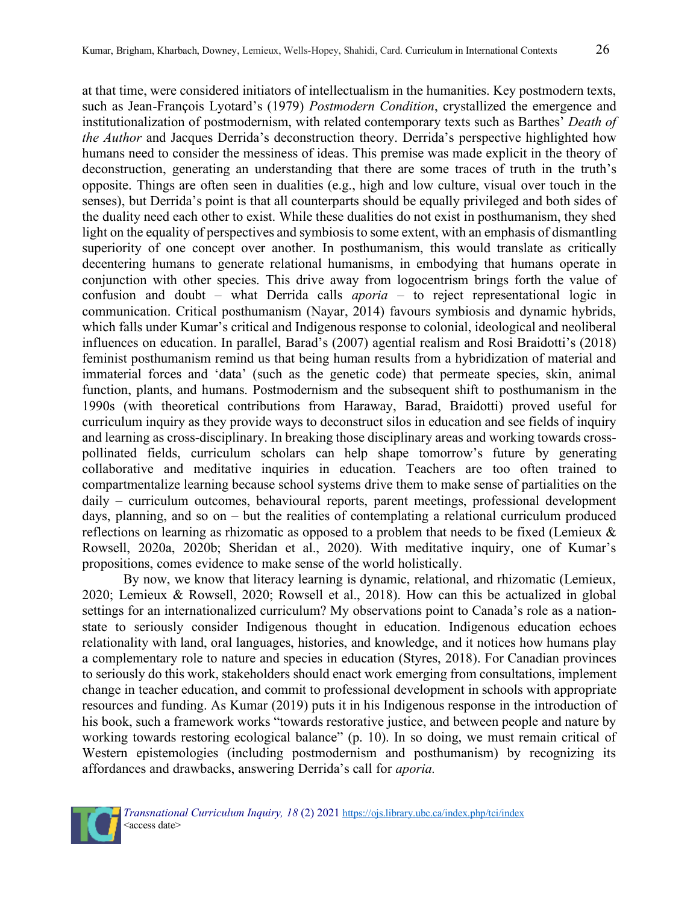at that time, were considered initiators of intellectualism in the humanities. Key postmodern texts, such as Jean-François Lyotard's (1979) *Postmodern Condition*, crystallized the emergence and institutionalization of postmodernism, with related contemporary texts such as Barthes' *Death of the Author* and Jacques Derrida's deconstruction theory. Derrida's perspective highlighted how humans need to consider the messiness of ideas. This premise was made explicit in the theory of deconstruction, generating an understanding that there are some traces of truth in the truth's opposite. Things are often seen in dualities (e.g., high and low culture, visual over touch in the senses), but Derrida's point is that all counterparts should be equally privileged and both sides of the duality need each other to exist. While these dualities do not exist in posthumanism, they shed light on the equality of perspectives and symbiosis to some extent, with an emphasis of dismantling superiority of one concept over another. In posthumanism, this would translate as critically decentering humans to generate relational humanisms, in embodying that humans operate in conjunction with other species. This drive away from logocentrism brings forth the value of confusion and doubt – what Derrida calls *aporia* – to reject representational logic in communication. Critical posthumanism (Nayar, 2014) favours symbiosis and dynamic hybrids, which falls under Kumar's critical and Indigenous response to colonial, ideological and neoliberal influences on education. In parallel, Barad's (2007) agential realism and Rosi Braidotti's (2018) feminist posthumanism remind us that being human results from a hybridization of material and immaterial forces and 'data' (such as the genetic code) that permeate species, skin, animal function, plants, and humans. Postmodernism and the subsequent shift to posthumanism in the 1990s (with theoretical contributions from Haraway, Barad, Braidotti) proved useful for curriculum inquiry as they provide ways to deconstruct silos in education and see fields of inquiry and learning as cross-disciplinary. In breaking those disciplinary areas and working towards cross-pollinated fields, curriculum scholars can help shape tomorrow's future by generating collaborative and meditative inquiries in education. Teachers are too often trained to compartmentalize learning because school systems drive them to make sense of partialities on the daily – curriculum outcomes, behavioural reports, parent meetings, professional development days, planning, and so on – but the realities of contemplating a relational curriculum produced reflections on learning as rhizomatic as opposed to a problem that needs to be fixed (Lemieux & Rowsell, 2020a, 2020b; Sheridan et al., 2020). With meditative inquiry, one of Kumar's propositions, comes evidence to make sense of the world holistically.

By now, we know that literacy learning is dynamic, relational, and rhizomatic (Lemieux, 2020; Lemieux & Rowsell, 2020; Rowsell et al., 2018). How can this be actualized in global settings for an internationalized curriculum? My observations point to Canada's role as a nation-state to seriously consider Indigenous thought in education. Indigenous education echoes relationality with land, oral languages, histories, and knowledge, and it notices how humans play a complementary role to nature and species in education (Styres, 2018). For Canadian provinces to seriously do this work, stakeholders should enact work emerging from consultations, implement change in teacher education, and commit to professional development in schools with appropriate resources and funding. As Kumar (2019) puts it in his Indigenous response in the introduction of his book, such a framework works "towards restorative justice, and between people and nature by working towards restoring ecological balance" (p. 10). In so doing, we must remain critical of Western epistemologies (including postmodernism and posthumanism) by recognizing its affordances and drawbacks, answering Derrida's call for *aporia.*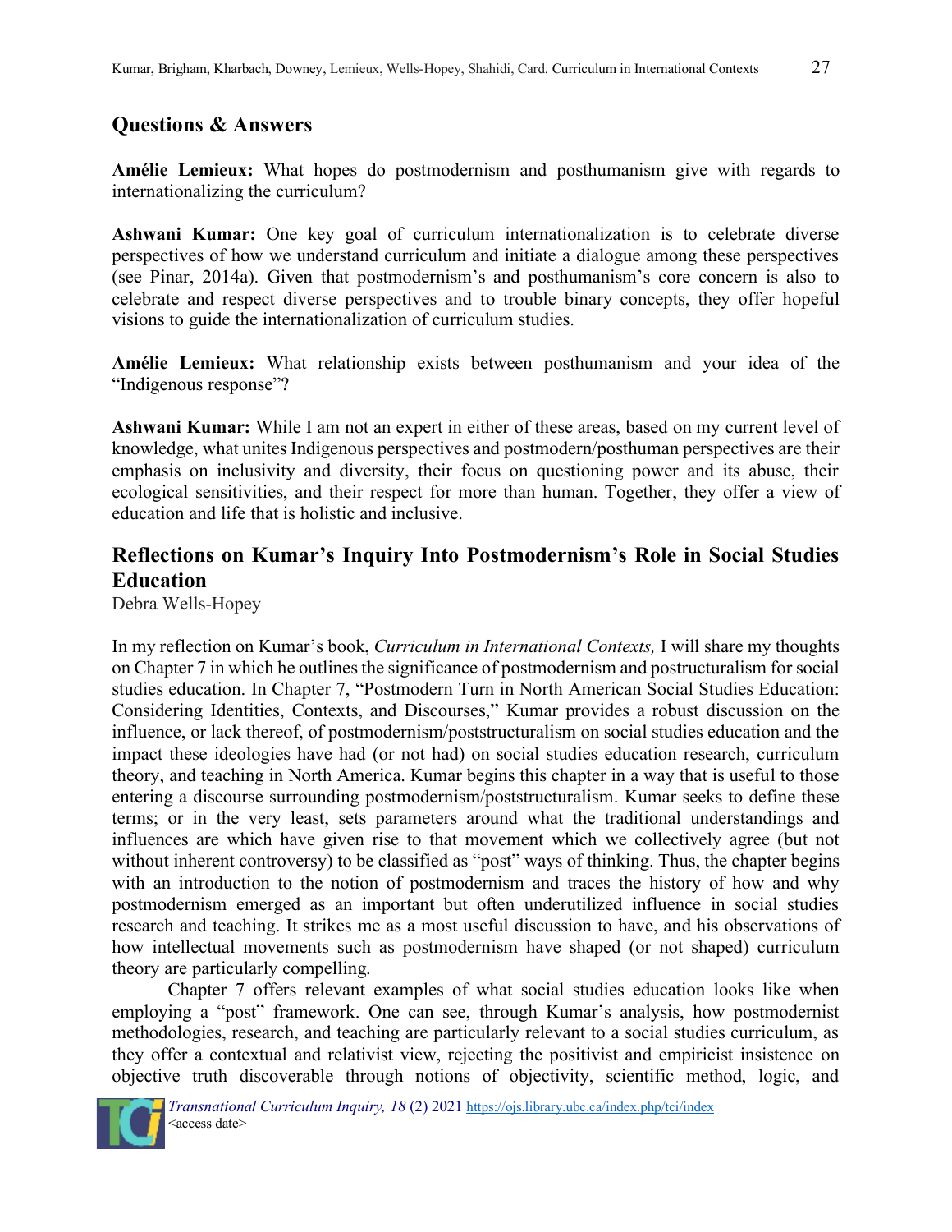## Questions & Answers

**Amélie Lemieux:** What hopes do postmodernism and posthumanism give with regards to internationalizing the curriculum?

**Ashwani Kumar:** One key goal of curriculum internationalization is to celebrate diverse perspectives of how we understand curriculum and initiate a dialogue among these perspectives (see Pinar, 2014a). Given that postmodernism's and posthumanism's core concern is also to celebrate and respect diverse perspectives and to trouble binary concepts, they offer hopeful visions to guide the internationalization of curriculum studies.

**Amélie Lemieux:** What relationship exists between posthumanism and your idea of the "Indigenous response"?

**Ashwani Kumar:** While I am not an expert in either of these areas, based on my current level of knowledge, what unites Indigenous perspectives and postmodern/posthuman perspectives are their emphasis on inclusivity and diversity, their focus on questioning power and its abuse, their ecological sensitivities, and their respect for more than human. Together, they offer a view of education and life that is holistic and inclusive.

## Reflections on Kumar's Inquiry Into Postmodernism's Role in Social Studies Education

Debra Wells-Hopey

In my reflection on Kumar's book, *Curriculum in International Contexts,* I will share my thoughts on Chapter 7 in which he outlines the significance of postmodernism and postructuralism for social studies education. In Chapter 7, "Postmodern Turn in North American Social Studies Education: Considering Identities, Contexts, and Discourses," Kumar provides a robust discussion on the influence, or lack thereof, of postmodernism/poststructuralism on social studies education and the impact these ideologies have had (or not had) on social studies education research, curriculum theory, and teaching in North America. Kumar begins this chapter in a way that is useful to those entering a discourse surrounding postmodernism/poststructuralism. Kumar seeks to define these terms; or in the very least, sets parameters around what the traditional understandings and influences are which have given rise to that movement which we collectively agree (but not without inherent controversy) to be classified as "post" ways of thinking. Thus, the chapter begins with an introduction to the notion of postmodernism and traces the history of how and why postmodernism emerged as an important but often underutilized influence in social studies research and teaching. It strikes me as a most useful discussion to have, and his observations of how intellectual movements such as postmodernism have shaped (or not shaped) curriculum theory are particularly compelling.

Chapter 7 offers relevant examples of what social studies education looks like when employing a "post" framework. One can see, through Kumar's analysis, how postmodernist methodologies, research, and teaching are particularly relevant to a social studies curriculum, as they offer a contextual and relativist view, rejecting the positivist and empiricist insistence on objective truth discoverable through notions of objectivity, scientific method, logic, and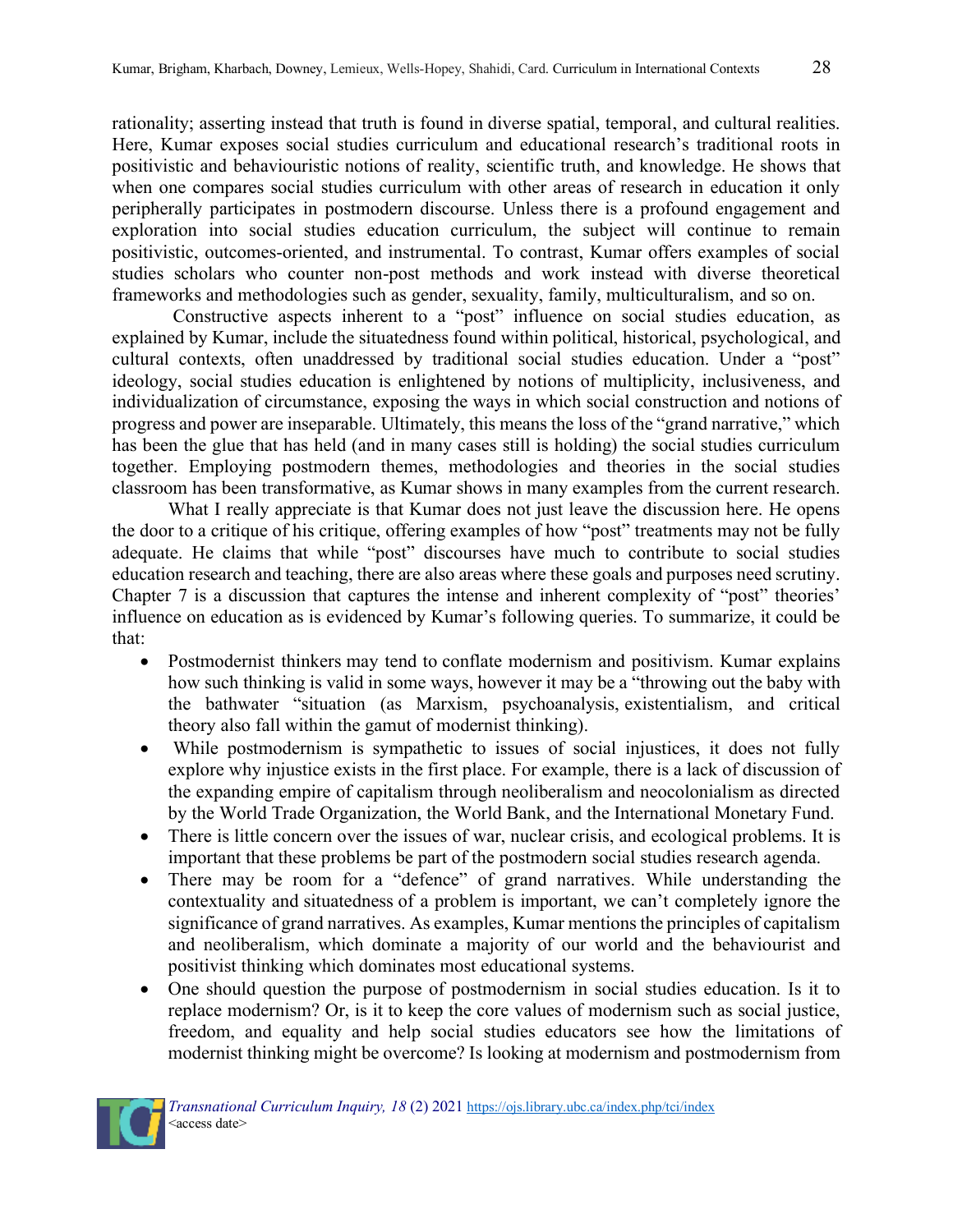rationality; asserting instead that truth is found in diverse spatial, temporal, and cultural realities. Here, Kumar exposes social studies curriculum and educational research's traditional roots in positivistic and behaviouristic notions of reality, scientific truth, and knowledge. He shows that when one compares social studies curriculum with other areas of research in education it only peripherally participates in postmodern discourse. Unless there is a profound engagement and exploration into social studies education curriculum, the subject will continue to remain positivistic, outcomes-oriented, and instrumental. To contrast, Kumar offers examples of social studies scholars who counter non-post methods and work instead with diverse theoretical frameworks and methodologies such as gender, sexuality, family, multiculturalism, and so on.

Constructive aspects inherent to a "post" influence on social studies education, as explained by Kumar, include the situatedness found within political, historical, psychological, and cultural contexts, often unaddressed by traditional social studies education. Under a "post" ideology, social studies education is enlightened by notions of multiplicity, inclusiveness, and individualization of circumstance, exposing the ways in which social construction and notions of progress and power are inseparable. Ultimately, this means the loss of the "grand narrative," which has been the glue that has held (and in many cases still is holding) the social studies curriculum together. Employing postmodern themes, methodologies and theories in the social studies classroom has been transformative, as Kumar shows in many examples from the current research.

What I really appreciate is that Kumar does not just leave the discussion here. He opens the door to a critique of his critique, offering examples of how "post" treatments may not be fully adequate. He claims that while "post" discourses have much to contribute to social studies education research and teaching, there are also areas where these goals and purposes need scrutiny. Chapter 7 is a discussion that captures the intense and inherent complexity of "post" theories' influence on education as is evidenced by Kumar's following queries. To summarize, it could be that:

- Postmodernist thinkers may tend to conflate modernism and positivism. Kumar explains how such thinking is valid in some ways, however it may be a "throwing out the baby with the bathwater "situation (as Marxism, psychoanalysis, existentialism, and critical theory also fall within the gamut of modernist thinking).
- While postmodernism is sympathetic to issues of social injustices, it does not fully explore why injustice exists in the first place. For example, there is a lack of discussion of the expanding empire of capitalism through neoliberalism and neocolonialism as directed by the World Trade Organization, the World Bank, and the International Monetary Fund.
- There is little concern over the issues of war, nuclear crisis, and ecological problems. It is important that these problems be part of the postmodern social studies research agenda.
- There may be room for a "defence" of grand narratives. While understanding the contextuality and situatedness of a problem is important, we can't completely ignore the significance of grand narratives. As examples, Kumar mentions the principles of capitalism and neoliberalism, which dominate a majority of our world and the behaviourist and positivist thinking which dominates most educational systems.
- One should question the purpose of postmodernism in social studies education. Is it to replace modernism? Or, is it to keep the core values of modernism such as social justice, freedom, and equality and help social studies educators see how the limitations of modernist thinking might be overcome? Is looking at modernism and postmodernism from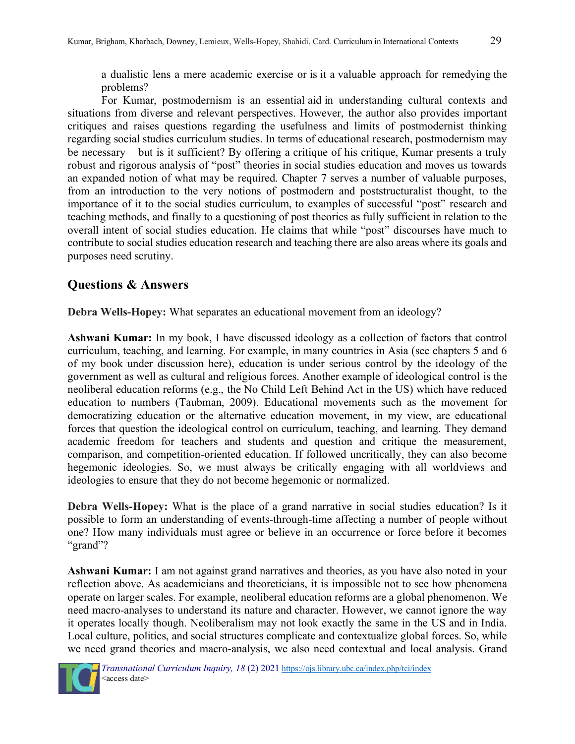a dualistic lens a mere academic exercise or is it a valuable approach for remedying the problems?

For Kumar, postmodernism is an essential aid in understanding cultural contexts and situations from diverse and relevant perspectives. However, the author also provides important critiques and raises questions regarding the usefulness and limits of postmodernist thinking regarding social studies curriculum studies. In terms of educational research, postmodernism may be necessary – but is it sufficient? By offering a critique of his critique, Kumar presents a truly robust and rigorous analysis of "post" theories in social studies education and moves us towards an expanded notion of what may be required. Chapter 7 serves a number of valuable purposes, from an introduction to the very notions of postmodern and poststructuralist thought, to the importance of it to the social studies curriculum, to examples of successful "post" research and teaching methods, and finally to a questioning of post theories as fully sufficient in relation to the overall intent of social studies education. He claims that while "post" discourses have much to contribute to social studies education research and teaching there are also areas where its goals and purposes need scrutiny.

## Questions & Answers

**Debra Wells-Hopey:** What separates an educational movement from an ideology?

**Ashwani Kumar:** In my book, I have discussed ideology as a collection of factors that control curriculum, teaching, and learning. For example, in many countries in Asia (see chapters 5 and 6 of my book under discussion here), education is under serious control by the ideology of the government as well as cultural and religious forces. Another example of ideological control is the neoliberal education reforms (e.g., the No Child Left Behind Act in the US) which have reduced education to numbers (Taubman, 2009). Educational movements such as the movement for democratizing education or the alternative education movement, in my view, are educational forces that question the ideological control on curriculum, teaching, and learning. They demand academic freedom for teachers and students and question and critique the measurement, comparison, and competition-oriented education. If followed uncritically, they can also become hegemonic ideologies. So, we must always be critically engaging with all worldviews and ideologies to ensure that they do not become hegemonic or normalized.

**Debra Wells-Hopey:** What is the place of a grand narrative in social studies education? Is it possible to form an understanding of events-through-time affecting a number of people without one? How many individuals must agree or believe in an occurrence or force before it becomes "grand"?

**Ashwani Kumar:** I am not against grand narratives and theories, as you have also noted in your reflection above. As academicians and theoreticians, it is impossible not to see how phenomena operate on larger scales. For example, neoliberal education reforms are a global phenomenon. We need macro-analyses to understand its nature and character. However, we cannot ignore the way it operates locally though. Neoliberalism may not look exactly the same in the US and in India. Local culture, politics, and social structures complicate and contextualize global forces. So, while we need grand theories and macro-analysis, we also need contextual and local analysis. Grand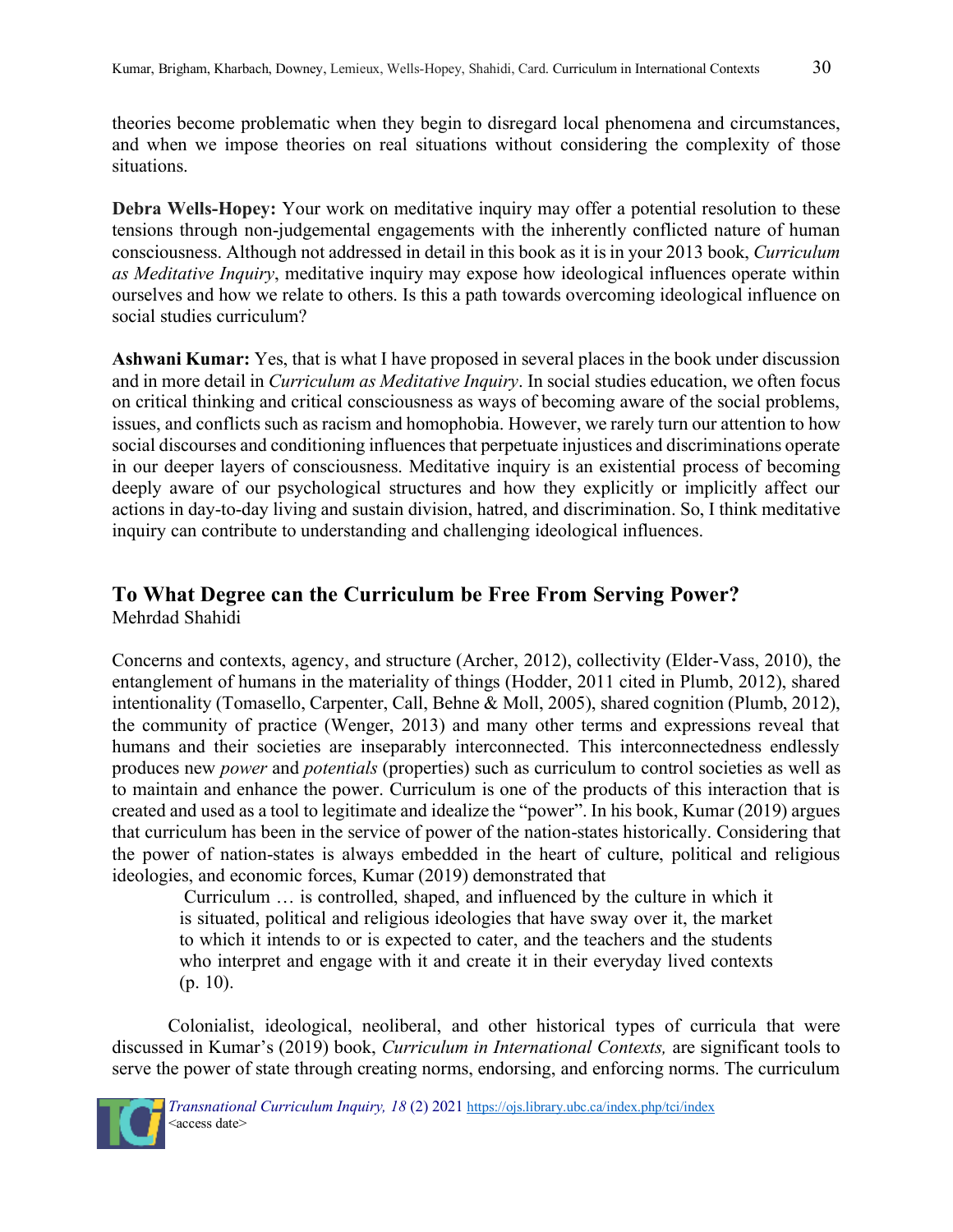theories become problematic when they begin to disregard local phenomena and circumstances, and when we impose theories on real situations without considering the complexity of those situations.

**Debra Wells-Hopey:** Your work on meditative inquiry may offer a potential resolution to these tensions through non-judgemental engagements with the inherently conflicted nature of human consciousness. Although not addressed in detail in this book as it is in your 2013 book, *Curriculum as Meditative Inquiry*, meditative inquiry may expose how ideological influences operate within ourselves and how we relate to others. Is this a path towards overcoming ideological influence on social studies curriculum?

**Ashwani Kumar:** Yes, that is what I have proposed in several places in the book under discussion and in more detail in *Curriculum as Meditative Inquiry*. In social studies education, we often focus on critical thinking and critical consciousness as ways of becoming aware of the social problems, issues, and conflicts such as racism and homophobia. However, we rarely turn our attention to how social discourses and conditioning influences that perpetuate injustices and discriminations operate in our deeper layers of consciousness. Meditative inquiry is an existential process of becoming deeply aware of our psychological structures and how they explicitly or implicitly affect our actions in day-to-day living and sustain division, hatred, and discrimination. So, I think meditative inquiry can contribute to understanding and challenging ideological influences.

## To What Degree can the Curriculum be Free From Serving Power?

Mehrdad Shahidi

Concerns and contexts, agency, and structure (Archer, 2012), collectivity (Elder-Vass, 2010), the entanglement of humans in the materiality of things (Hodder, 2011 cited in Plumb, 2012), shared intentionality (Tomasello, Carpenter, Call, Behne & Moll, 2005), shared cognition (Plumb, 2012), the community of practice (Wenger, 2013) and many other terms and expressions reveal that humans and their societies are inseparably interconnected. This interconnectedness endlessly produces new *power* and *potentials* (properties) such as curriculum to control societies as well as to maintain and enhance the power. Curriculum is one of the products of this interaction that is created and used as a tool to legitimate and idealize the "power". In his book, Kumar (2019) argues that curriculum has been in the service of power of the nation-states historically. Considering that the power of nation-states is always embedded in the heart of culture, political and religious ideologies, and economic forces, Kumar (2019) demonstrated that

> Curriculum … is controlled, shaped, and influenced by the culture in which it is situated, political and religious ideologies that have sway over it, the market to which it intends to or is expected to cater, and the teachers and the students who interpret and engage with it and create it in their everyday lived contexts (p. 10).

Colonialist, ideological, neoliberal, and other historical types of curricula that were discussed in Kumar's (2019) book, *Curriculum in International Contexts,* are significant tools to serve the power of state through creating norms, endorsing, and enforcing norms. The curriculum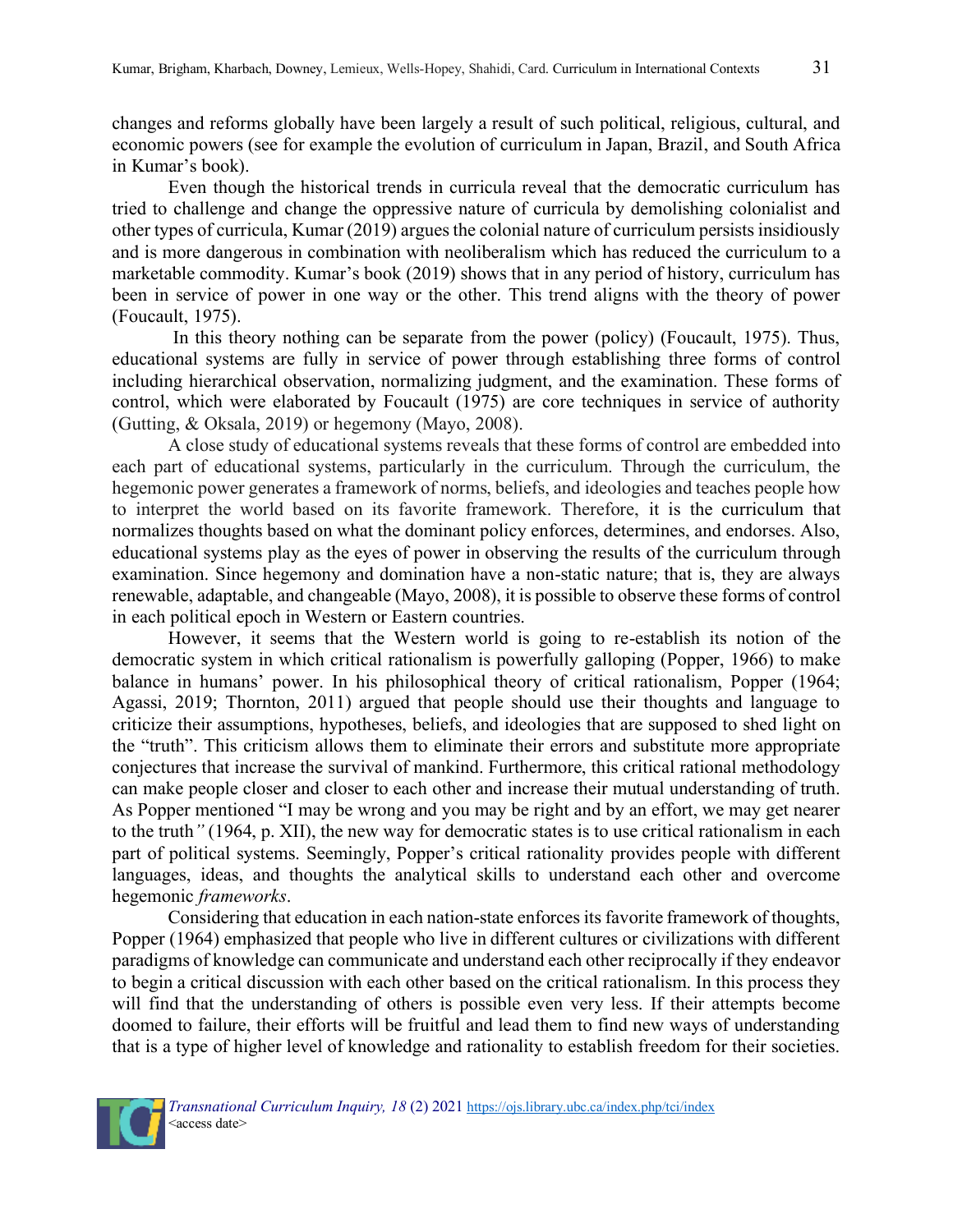changes and reforms globally have been largely a result of such political, religious, cultural, and economic powers (see for example the evolution of curriculum in Japan, Brazil, and South Africa in Kumar's book).

Even though the historical trends in curricula reveal that the democratic curriculum has tried to challenge and change the oppressive nature of curricula by demolishing colonialist and other types of curricula, Kumar (2019) argues the colonial nature of curriculum persists insidiously and is more dangerous in combination with neoliberalism which has reduced the curriculum to a marketable commodity. Kumar's book (2019) shows that in any period of history, curriculum has been in service of power in one way or the other. This trend aligns with the theory of power (Foucault, 1975).

In this theory nothing can be separate from the power (policy) (Foucault, 1975). Thus, educational systems are fully in service of power through establishing three forms of control including hierarchical observation, normalizing judgment, and the examination. These forms of control, which were elaborated by Foucault (1975) are core techniques in service of authority (Gutting, & Oksala, 2019) or hegemony (Mayo, 2008).

A close study of educational systems reveals that these forms of control are embedded into each part of educational systems, particularly in the curriculum. Through the curriculum, the hegemonic power generates a framework of norms, beliefs, and ideologies and teaches people how to interpret the world based on its favorite framework. Therefore, it is the curriculum that normalizes thoughts based on what the dominant policy enforces, determines, and endorses. Also, educational systems play as the eyes of power in observing the results of the curriculum through examination. Since hegemony and domination have a non-static nature; that is, they are always renewable, adaptable, and changeable (Mayo, 2008), it is possible to observe these forms of control in each political epoch in Western or Eastern countries.

However, it seems that the Western world is going to re-establish its notion of the democratic system in which critical rationalism is powerfully galloping (Popper, 1966) to make balance in humans' power. In his philosophical theory of critical rationalism, Popper (1964; Agassi, 2019; Thornton, 2011) argued that people should use their thoughts and language to criticize their assumptions, hypotheses, beliefs, and ideologies that are supposed to shed light on the "truth". This criticism allows them to eliminate their errors and substitute more appropriate conjectures that increase the survival of mankind. Furthermore, this critical rational methodology can make people closer and closer to each other and increase their mutual understanding of truth. As Popper mentioned "I may be wrong and you may be right and by an effort, we may get nearer to the truth" (1964, p. XII), the new way for democratic states is to use critical rationalism in each part of political systems. Seemingly, Popper's critical rationality provides people with different languages, ideas, and thoughts the analytical skills to understand each other and overcome hegemonic *frameworks*.

Considering that education in each nation-state enforces its favorite framework of thoughts, Popper (1964) emphasized that people who live in different cultures or civilizations with different paradigms of knowledge can communicate and understand each other reciprocally if they endeavor to begin a critical discussion with each other based on the critical rationalism. In this process they will find that the understanding of others is possible even very less. If their attempts become doomed to failure, their efforts will be fruitful and lead them to find new ways of understanding that is a type of higher level of knowledge and rationality to establish freedom for their societies.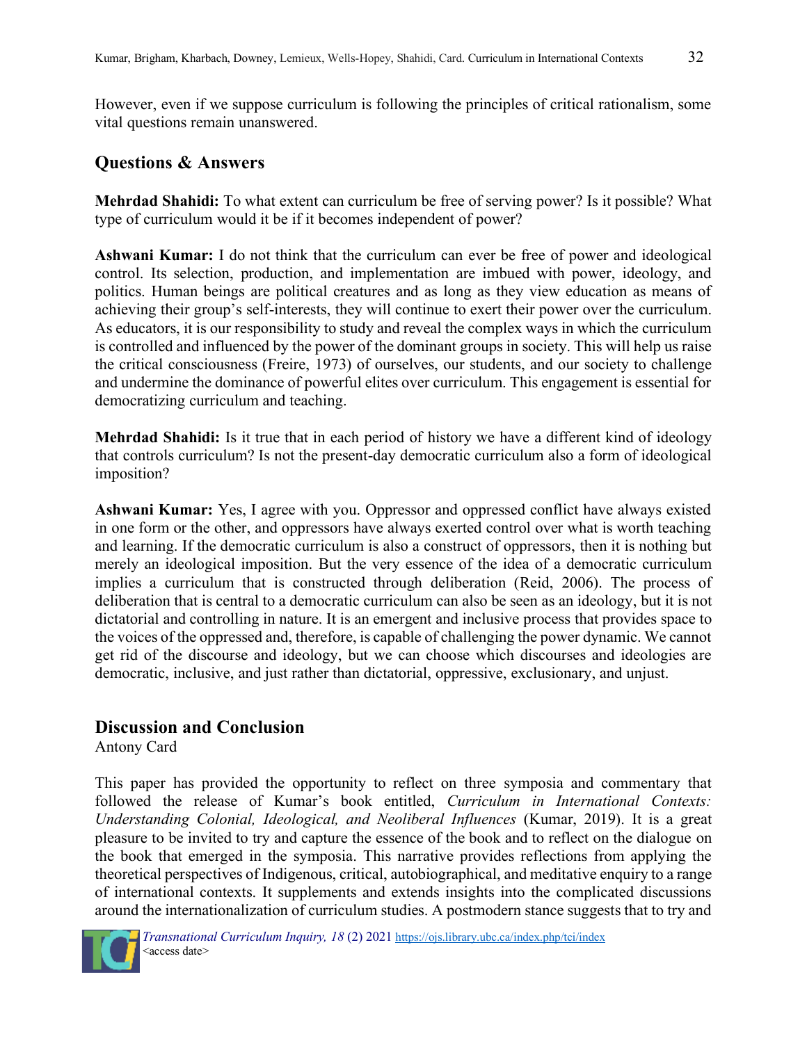However, even if we suppose curriculum is following the principles of critical rationalism, some vital questions remain unanswered.

## Questions & Answers

**Mehrdad Shahidi:** To what extent can curriculum be free of serving power? Is it possible? What type of curriculum would it be if it becomes independent of power?

**Ashwani Kumar:** I do not think that the curriculum can ever be free of power and ideological control. Its selection, production, and implementation are imbued with power, ideology, and politics. Human beings are political creatures and as long as they view education as means of achieving their group's self-interests, they will continue to exert their power over the curriculum. As educators, it is our responsibility to study and reveal the complex ways in which the curriculum is controlled and influenced by the power of the dominant groups in society. This will help us raise the critical consciousness (Freire, 1973) of ourselves, our students, and our society to challenge and undermine the dominance of powerful elites over curriculum. This engagement is essential for democratizing curriculum and teaching.

**Mehrdad Shahidi:** Is it true that in each period of history we have a different kind of ideology that controls curriculum? Is not the present-day democratic curriculum also a form of ideological imposition?

**Ashwani Kumar:** Yes, I agree with you. Oppressor and oppressed conflict have always existed in one form or the other, and oppressors have always exerted control over what is worth teaching and learning. If the democratic curriculum is also a construct of oppressors, then it is nothing but merely an ideological imposition. But the very essence of the idea of a democratic curriculum implies a curriculum that is constructed through deliberation (Reid, 2006). The process of deliberation that is central to a democratic curriculum can also be seen as an ideology, but it is not dictatorial and controlling in nature. It is an emergent and inclusive process that provides space to the voices of the oppressed and, therefore, is capable of challenging the power dynamic. We cannot get rid of the discourse and ideology, but we can choose which discourses and ideologies are democratic, inclusive, and just rather than dictatorial, oppressive, exclusionary, and unjust.

## Discussion and Conclusion

Antony Card

This paper has provided the opportunity to reflect on three symposia and commentary that followed the release of Kumar's book entitled, *Curriculum in International Contexts: Understanding Colonial, Ideological, and Neoliberal Influences* (Kumar, 2019). It is a great pleasure to be invited to try and capture the essence of the book and to reflect on the dialogue on the book that emerged in the symposia. This narrative provides reflections from applying the theoretical perspectives of Indigenous, critical, autobiographical, and meditative enquiry to a range of international contexts. It supplements and extends insights into the complicated discussions around the internationalization of curriculum studies. A postmodern stance suggests that to try and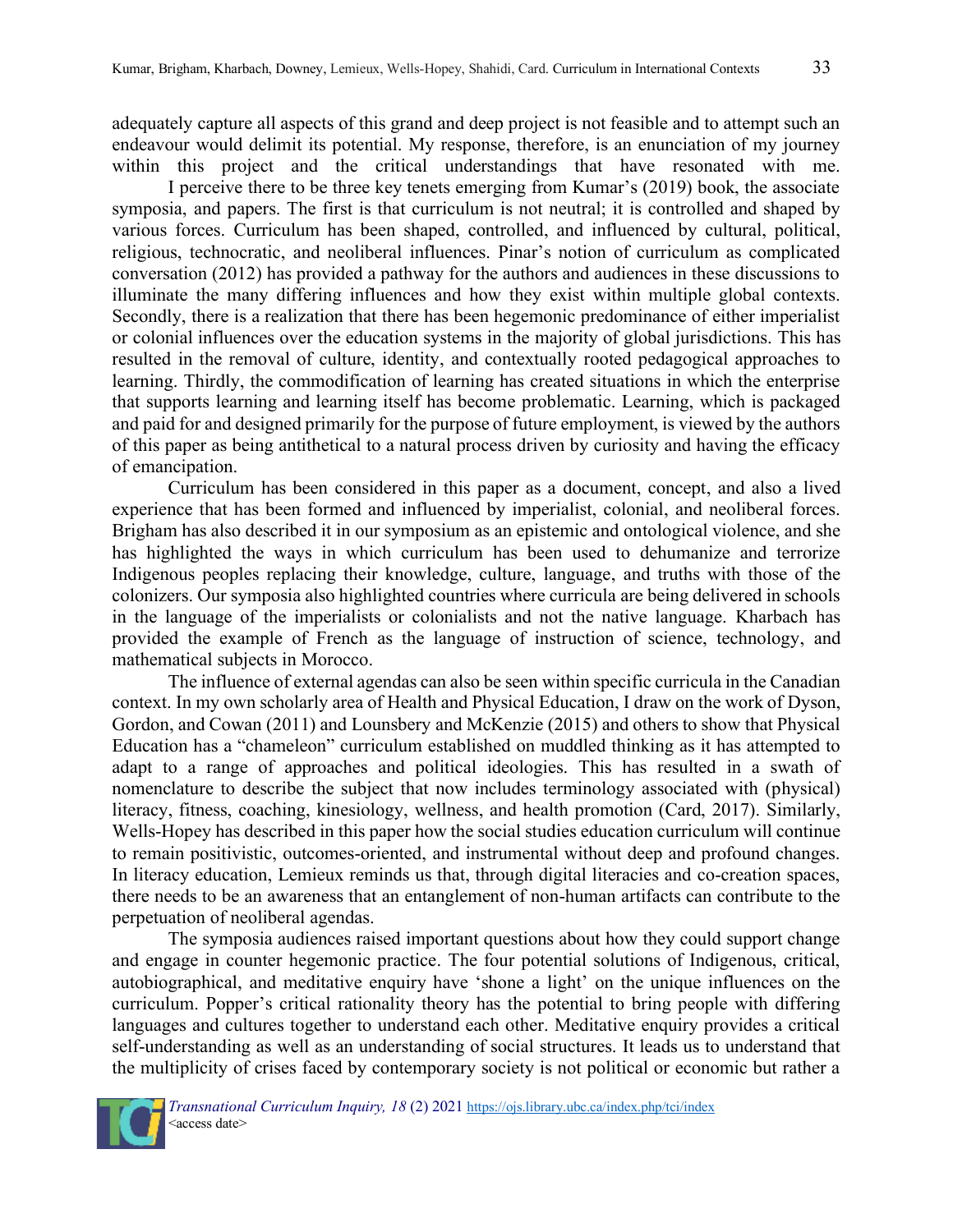adequately capture all aspects of this grand and deep project is not feasible and to attempt such an endeavour would delimit its potential. My response, therefore, is an enunciation of my journey within this project and the critical understandings that have resonated with me.

I perceive there to be three key tenets emerging from Kumar's (2019) book, the associate symposia, and papers. The first is that curriculum is not neutral; it is controlled and shaped by various forces. Curriculum has been shaped, controlled, and influenced by cultural, political, religious, technocratic, and neoliberal influences. Pinar's notion of curriculum as complicated conversation (2012) has provided a pathway for the authors and audiences in these discussions to illuminate the many differing influences and how they exist within multiple global contexts. Secondly, there is a realization that there has been hegemonic predominance of either imperialist or colonial influences over the education systems in the majority of global jurisdictions. This has resulted in the removal of culture, identity, and contextually rooted pedagogical approaches to learning. Thirdly, the commodification of learning has created situations in which the enterprise that supports learning and learning itself has become problematic. Learning, which is packaged and paid for and designed primarily for the purpose of future employment, is viewed by the authors of this paper as being antithetical to a natural process driven by curiosity and having the efficacy of emancipation.

Curriculum has been considered in this paper as a document, concept, and also a lived experience that has been formed and influenced by imperialist, colonial, and neoliberal forces. Brigham has also described it in our symposium as an epistemic and ontological violence, and she has highlighted the ways in which curriculum has been used to dehumanize and terrorize Indigenous peoples replacing their knowledge, culture, language, and truths with those of the colonizers. Our symposia also highlighted countries where curricula are being delivered in schools in the language of the imperialists or colonialists and not the native language. Kharbach has provided the example of French as the language of instruction of science, technology, and mathematical subjects in Morocco.

The influence of external agendas can also be seen within specific curricula in the Canadian context. In my own scholarly area of Health and Physical Education, I draw on the work of Dyson, Gordon, and Cowan (2011) and Lounsbery and McKenzie (2015) and others to show that Physical Education has a "chameleon" curriculum established on muddled thinking as it has attempted to adapt to a range of approaches and political ideologies. This has resulted in a swath of nomenclature to describe the subject that now includes terminology associated with (physical) literacy, fitness, coaching, kinesiology, wellness, and health promotion (Card, 2017). Similarly, Wells-Hopey has described in this paper how the social studies education curriculum will continue to remain positivistic, outcomes-oriented, and instrumental without deep and profound changes. In literacy education, Lemieux reminds us that, through digital literacies and co-creation spaces, there needs to be an awareness that an entanglement of non-human artifacts can contribute to the perpetuation of neoliberal agendas.

The symposia audiences raised important questions about how they could support change and engage in counter hegemonic practice. The four potential solutions of Indigenous, critical, autobiographical, and meditative enquiry have 'shone a light' on the unique influences on the curriculum. Popper's critical rationality theory has the potential to bring people with differing languages and cultures together to understand each other. Meditative enquiry provides a critical self-understanding as well as an understanding of social structures. It leads us to understand that the multiplicity of crises faced by contemporary society is not political or economic but rather a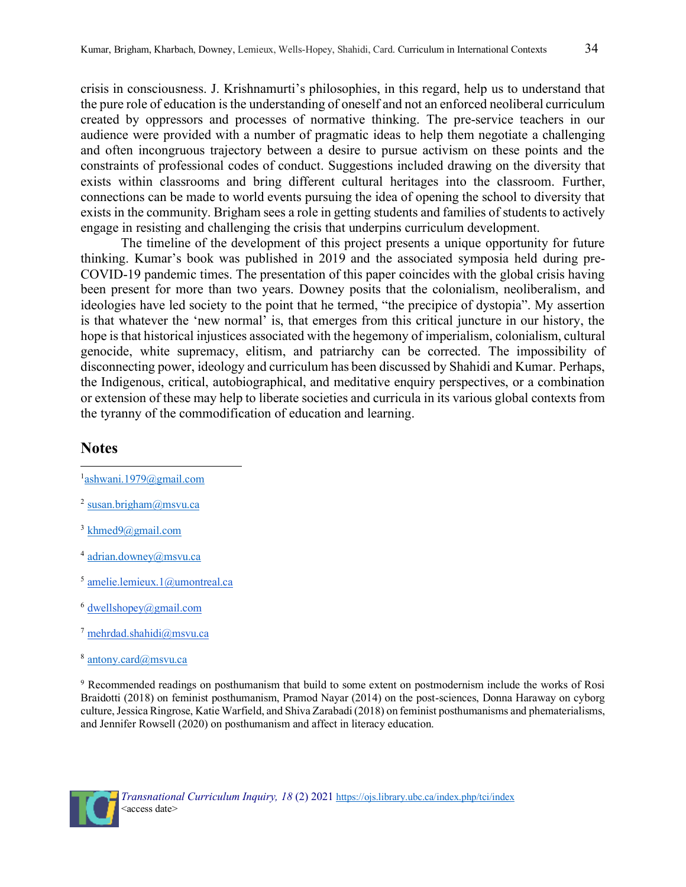crisis in consciousness. J. Krishnamurti's philosophies, in this regard, help us to understand that the pure role of education is the understanding of oneself and not an enforced neoliberal curriculum created by oppressors and processes of normative thinking. The pre-service teachers in our audience were provided with a number of pragmatic ideas to help them negotiate a challenging and often incongruous trajectory between a desire to pursue activism on these points and the constraints of professional codes of conduct. Suggestions included drawing on the diversity that exists within classrooms and bring different cultural heritages into the classroom. Further, connections can be made to world events pursuing the idea of opening the school to diversity that exists in the community. Brigham sees a role in getting students and families of students to actively engage in resisting and challenging the crisis that underpins curriculum development.

The timeline of the development of this project presents a unique opportunity for future thinking. Kumar's book was published in 2019 and the associated symposia held during pre-COVID-19 pandemic times. The presentation of this paper coincides with the global crisis having been present for more than two years. Downey posits that the colonialism, neoliberalism, and ideologies have led society to the point that he termed, "the precipice of dystopia". My assertion is that whatever the 'new normal' is, that emerges from this critical juncture in our history, the hope is that historical injustices associated with the hegemony of imperialism, colonialism, cultural genocide, white supremacy, elitism, and patriarchy can be corrected. The impossibility of disconnecting power, ideology and curriculum has been discussed by Shahidi and Kumar. Perhaps, the Indigenous, critical, autobiographical, and meditative enquiry perspectives, or a combination or extension of these may help to liberate societies and curricula in its various global contexts from the tyranny of the commodification of education and learning.

## Notes

[1] ashwani.1979@gmail.com

[2] susan.brigham@msvu.ca

[3] khmed9@gmail.com

[4] adrian.downey@msvu.ca

[5] amelie.lemieux.1@umontreal.ca

[6] dwellshopey@gmail.com

[7] mehrdad.shahidi@msvu.ca

[8] antony.card@msvu.ca

[9] Recommended readings on posthumanism that build to some extent on postmodernism include the works of Rosi Braidotti (2018) on feminist posthumanism, Pramod Nayar (2014) on the post-sciences, Donna Haraway on cyborg culture, Jessica Ringrose, Katie Warfield, and Shiva Zarabadi (2018) on feminist posthumanisms and phematerialisms, and Jennifer Rowsell (2020) on posthumanism and affect in literacy education.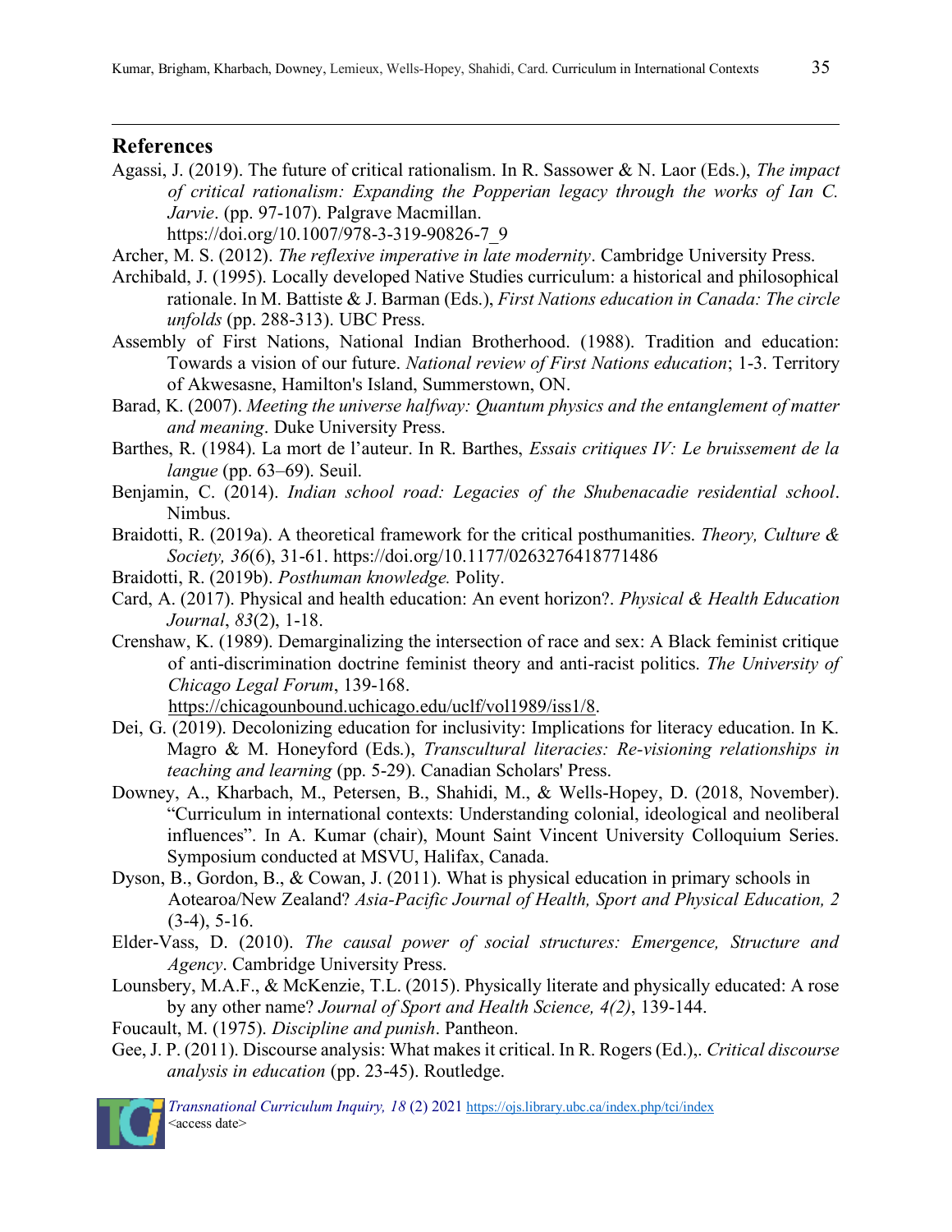## References

Agassi, J. (2019). The future of critical rationalism. In R. Sassower & N. Laor (Eds.), *The impact of critical rationalism: Expanding the Popperian legacy through the works of Ian C. Jarvie*. (pp. 97-107). Palgrave Macmillan. https://doi.org/10.1007/978-3-319-90826-7_9

Archer, M. S. (2012). *The reflexive imperative in late modernity*. Cambridge University Press.

Archibald, J. (1995). Locally developed Native Studies curriculum: a historical and philosophical rationale. In M. Battiste & J. Barman (Eds.), *First Nations education in Canada: The circle unfolds* (pp. 288-313). UBC Press.

Assembly of First Nations, National Indian Brotherhood. (1988). Tradition and education: Towards a vision of our future. *National review of First Nations education*; 1-3. Territory of Akwesasne, Hamilton's Island, Summerstown, ON.

Barad, K. (2007). *Meeting the universe halfway: Quantum physics and the entanglement of matter and meaning*. Duke University Press.

Barthes, R. (1984). La mort de l'auteur. In R. Barthes, *Essais critiques IV: Le bruissement de la langue* (pp. 63–69). Seuil.

Benjamin, C. (2014). *Indian school road: Legacies of the Shubenacadie residential school*. Nimbus.

Braidotti, R. (2019a). A theoretical framework for the critical posthumanities. *Theory, Culture & Society, 36*(6), 31-61. https://doi.org/10.1177/0263276418771486

Braidotti, R. (2019b). *Posthuman knowledge.* Polity.

Card, A. (2017). Physical and health education: An event horizon?. *Physical & Health Education Journal*, *83*(2), 1-18.

Crenshaw, K. (1989). Demarginalizing the intersection of race and sex: A Black feminist critique of anti-discrimination doctrine feminist theory and anti-racist politics. *The University of Chicago Legal Forum*, 139-168. https://chicagounbound.uchicago.edu/uclf/vol1989/iss1/8.

Dei, G. (2019). Decolonizing education for inclusivity: Implications for literacy education. In K. Magro & M. Honeyford (Eds.), *Transcultural literacies: Re-visioning relationships in teaching and learning* (pp. 5-29). Canadian Scholars' Press.

Downey, A., Kharbach, M., Petersen, B., Shahidi, M., & Wells-Hopey, D. (2018, November). "Curriculum in international contexts: Understanding colonial, ideological and neoliberal influences". In A. Kumar (chair), Mount Saint Vincent University Colloquium Series. Symposium conducted at MSVU, Halifax, Canada.

Dyson, B., Gordon, B., & Cowan, J. (2011). What is physical education in primary schools in Aotearoa/New Zealand? *Asia-Pacific Journal of Health, Sport and Physical Education, 2* (3-4), 5-16.

Elder-Vass, D. (2010). *The causal power of social structures: Emergence, Structure and Agency*. Cambridge University Press.

Lounsbery, M.A.F., & McKenzie, T.L. (2015). Physically literate and physically educated: A rose by any other name? *Journal of Sport and Health Science, 4(2)*, 139-144.

Foucault, M. (1975). *Discipline and punish*. Pantheon.

Gee, J. P. (2011). Discourse analysis: What makes it critical. In R. Rogers (Ed.),. *Critical discourse analysis in education* (pp. 23-45). Routledge.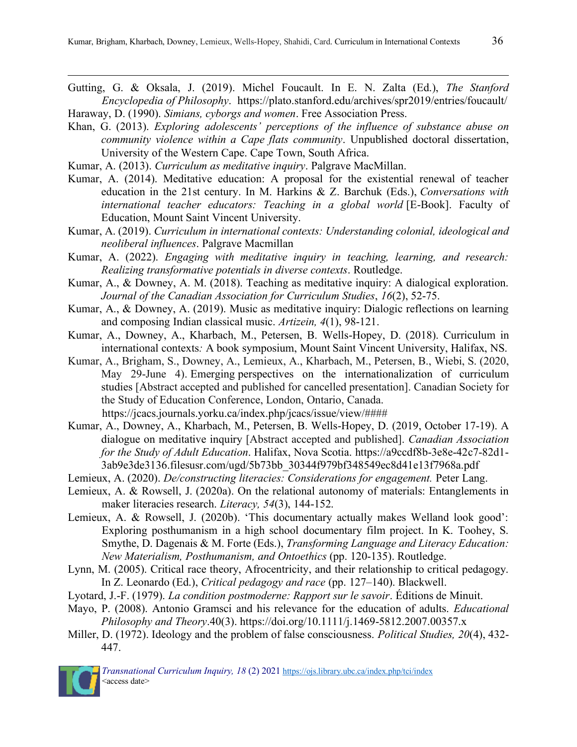Gutting, G. & Oksala, J. (2019). Michel Foucault. In E. N. Zalta (Ed.), *The Stanford Encyclopedia of Philosophy*. https://plato.stanford.edu/archives/spr2019/entries/foucault/

Haraway, D. (1990). *Simians, cyborgs and women*. Free Association Press.

Khan, G. (2013). *Exploring adolescents' perceptions of the influence of substance abuse on community violence within a Cape flats community*. Unpublished doctoral dissertation, University of the Western Cape. Cape Town, South Africa.

Kumar, A. (2013). *Curriculum as meditative inquiry*. Palgrave MacMillan.

Kumar, A. (2014). Meditative education: A proposal for the existential renewal of teacher education in the 21st century. In M. Harkins & Z. Barchuk (Eds.), *Conversations with international teacher educators: Teaching in a global world* [E-Book]. Faculty of Education, Mount Saint Vincent University.

Kumar, A. (2019). *Curriculum in international contexts: Understanding colonial, ideological and neoliberal influences*. Palgrave Macmillan

Kumar, A. (2022). *Engaging with meditative inquiry in teaching, learning, and research: Realizing transformative potentials in diverse contexts*. Routledge.

Kumar, A., & Downey, A. M. (2018). Teaching as meditative inquiry: A dialogical exploration. *Journal of the Canadian Association for Curriculum Studies*, *16*(2), 52-75.

Kumar, A., & Downey, A. (2019). Music as meditative inquiry: Dialogic reflections on learning and composing Indian classical music. *Artizein, 4*(1), 98-121.

Kumar, A., Downey, A., Kharbach, M., Petersen, B. Wells-Hopey, D. (2018). Curriculum in international contexts*:* A book symposium, Mount Saint Vincent University, Halifax, NS.

Kumar, A., Brigham, S., Downey, A., Lemieux, A., Kharbach, M., Petersen, B., Wiebi, S. (2020, May 29-June 4). Emerging perspectives on the internationalization of curriculum studies [Abstract accepted and published for cancelled presentation]. Canadian Society for the Study of Education Conference, London, Ontario, Canada. https://jcacs.journals.yorku.ca/index.php/jcacs/issue/view/####

Kumar, A., Downey, A., Kharbach, M., Petersen, B. Wells-Hopey, D. (2019, October 17-19). A dialogue on meditative inquiry [Abstract accepted and published]. *Canadian Association for the Study of Adult Education*. Halifax, Nova Scotia. https://a9ccdf8b-3e8e-42c7-82d1-3ab9e3de3136.filesusr.com/ugd/5b73bb_30344f979bf348549ec8d41e13f7968a.pdf

Lemieux, A. (2020). *De/constructing literacies: Considerations for engagement.* Peter Lang.

Lemieux, A. & Rowsell, J. (2020a). On the relational autonomy of materials: Entanglements in maker literacies research. *Literacy, 54*(3), 144-152.

Lemieux, A. & Rowsell, J. (2020b). 'This documentary actually makes Welland look good': Exploring posthumanism in a high school documentary film project. In K. Toohey, S. Smythe, D. Dagenais & M. Forte (Eds.), *Transforming Language and Literacy Education: New Materialism, Posthumanism, and Ontoethics* (pp. 120-135). Routledge.

Lynn, M. (2005). Critical race theory, Afrocentricity, and their relationship to critical pedagogy. In Z. Leonardo (Ed.), *Critical pedagogy and race* (pp. 127–140). Blackwell.

Lyotard, J.-F. (1979). *La condition postmoderne: Rapport sur le savoir*. Éditions de Minuit.

Mayo, P. (2008). Antonio Gramsci and his relevance for the education of adults. *Educational Philosophy and Theory*.40(3). https://doi.org/10.1111/j.1469-5812.2007.00357.x

Miller, D. (1972). Ideology and the problem of false consciousness. *Political Studies, 20*(4), 432-447.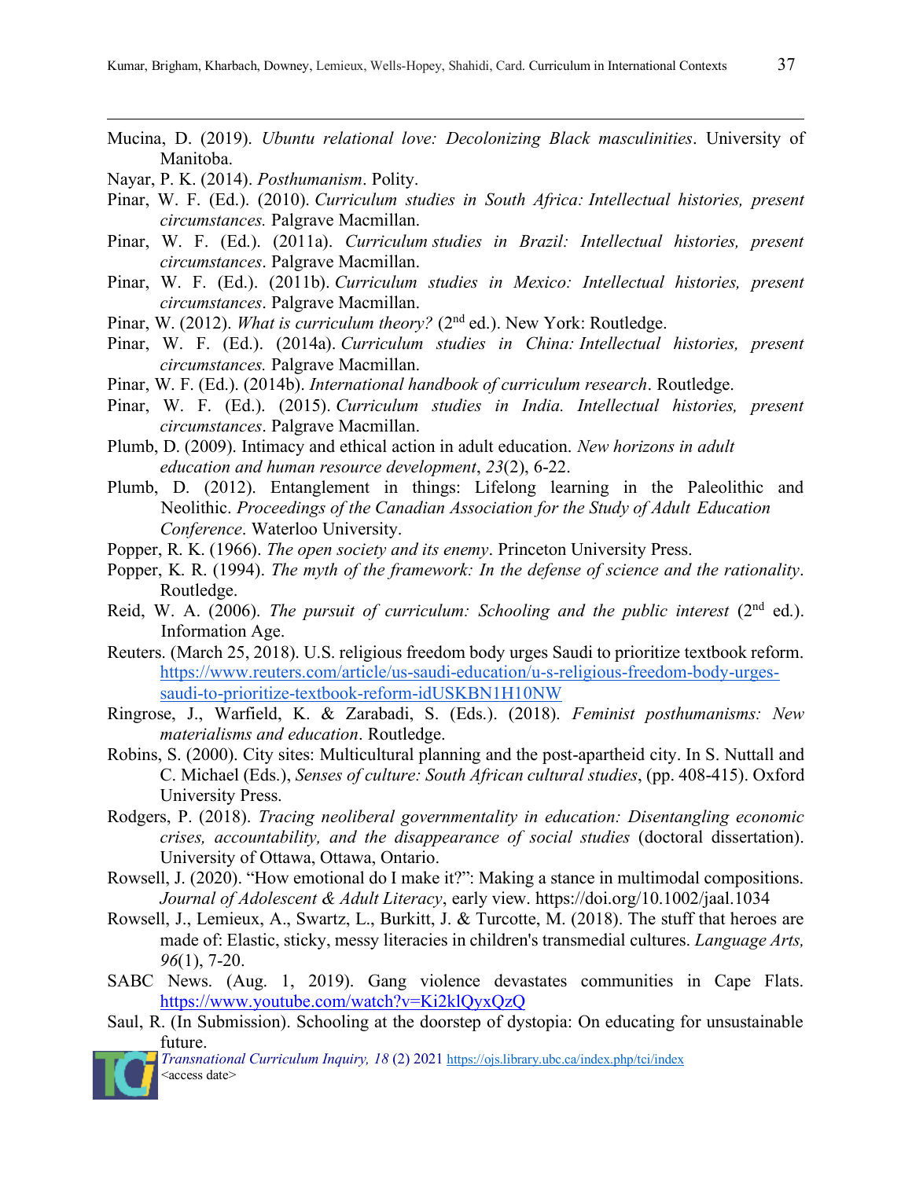Mucina, D. (2019). *Ubuntu relational love: Decolonizing Black masculinities*. University of Manitoba.

Nayar, P. K. (2014). *Posthumanism*. Polity.

Pinar, W. F. (Ed.). (2010). *Curriculum studies in South Africa: Intellectual histories, present circumstances.* Palgrave Macmillan.

Pinar, W. F. (Ed.). (2011a). *Curriculum studies in Brazil: Intellectual histories, present circumstances*. Palgrave Macmillan.

Pinar, W. F. (Ed.). (2011b). *Curriculum studies in Mexico: Intellectual histories, present circumstances*. Palgrave Macmillan.

Pinar, W. (2012). *What is curriculum theory?* (2nd ed.). New York: Routledge.

Pinar, W. F. (Ed.). (2014a). *Curriculum studies in China: Intellectual histories, present circumstances.* Palgrave Macmillan.

Pinar, W. F. (Ed.). (2014b). *International handbook of curriculum research*. Routledge.

Pinar, W. F. (Ed.). (2015). *Curriculum studies in India. Intellectual histories, present circumstances*. Palgrave Macmillan.

Plumb, D. (2009). Intimacy and ethical action in adult education. *New horizons in adult education and human resource development*, *23*(2), 6-22.

Plumb, D. (2012). Entanglement in things: Lifelong learning in the Paleolithic and Neolithic. *Proceedings of the Canadian Association for the Study of Adult Education Conference*. Waterloo University.

Popper, R. K. (1966). *The open society and its enemy*. Princeton University Press.

Popper, K. R. (1994). *The myth of the framework: In the defense of science and the rationality*. Routledge.

Reid, W. A. (2006). *The pursuit of curriculum: Schooling and the public interest* (2nd ed.). Information Age.

Reuters. (March 25, 2018). U.S. religious freedom body urges Saudi to prioritize textbook reform. https://www.reuters.com/article/us-saudi-education/u-s-religious-freedom-body-urges-saudi-to-prioritize-textbook-reform-idUSKBN1H10NW

Ringrose, J., Warfield, K. & Zarabadi, S. (Eds.). (2018). *Feminist posthumanisms: New materialisms and education*. Routledge.

Robins, S. (2000). City sites: Multicultural planning and the post-apartheid city. In S. Nuttall and C. Michael (Eds.), *Senses of culture: South African cultural studies*, (pp. 408-415). Oxford University Press.

Rodgers, P. (2018). *Tracing neoliberal governmentality in education: Disentangling economic crises, accountability, and the disappearance of social studies* (doctoral dissertation). University of Ottawa, Ottawa, Ontario.

Rowsell, J. (2020). "How emotional do I make it?": Making a stance in multimodal compositions. *Journal of Adolescent & Adult Literacy*, early view. https://doi.org/10.1002/jaal.1034

Rowsell, J., Lemieux, A., Swartz, L., Burkitt, J. & Turcotte, M. (2018). The stuff that heroes are made of: Elastic, sticky, messy literacies in children's transmedial cultures. *Language Arts, 96*(1), 7-20.

SABC News. (Aug. 1, 2019). Gang violence devastates communities in Cape Flats. https://www.youtube.com/watch?v=Ki2klQyxQzQ

Saul, R. (In Submission). Schooling at the doorstep of dystopia: On educating for unsustainable future.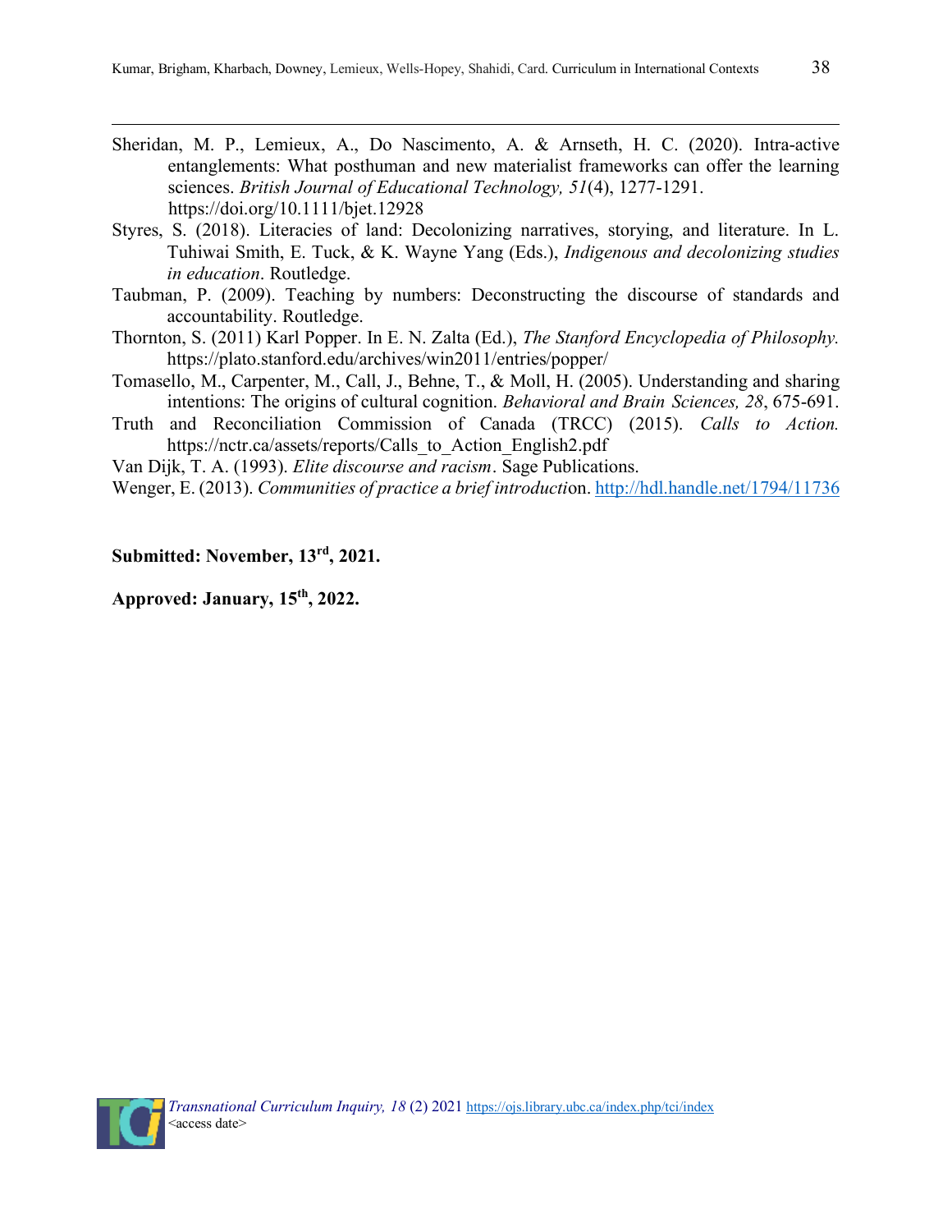Sheridan, M. P., Lemieux, A., Do Nascimento, A. & Arnseth, H. C. (2020). Intra-active entanglements: What posthuman and new materialist frameworks can offer the learning sciences. *British Journal of Educational Technology, 51*(4), 1277-1291. https://doi.org/10.1111/bjet.12928

Styres, S. (2018). Literacies of land: Decolonizing narratives, storying, and literature. In L. Tuhiwai Smith, E. Tuck, & K. Wayne Yang (Eds.), *Indigenous and decolonizing studies in education*. Routledge.

Taubman, P. (2009). Teaching by numbers: Deconstructing the discourse of standards and accountability. Routledge.

Thornton, S. (2011) Karl Popper. In E. N. Zalta (Ed.), *The Stanford Encyclopedia of Philosophy.* https://plato.stanford.edu/archives/win2011/entries/popper/

Tomasello, M., Carpenter, M., Call, J., Behne, T., & Moll, H. (2005). Understanding and sharing intentions: The origins of cultural cognition. *Behavioral and Brain Sciences, 28*, 675-691.

Truth and Reconciliation Commission of Canada (TRCC) (2015). *Calls to Action.* https://nctr.ca/assets/reports/Calls_to_Action_English2.pdf

Van Dijk, T. A. (1993). *Elite discourse and racism*. Sage Publications.

Wenger, E. (2013). *Communities of practice a brief introducti*on. http://hdl.handle.net/1794/11736

**Submitted: November, 13rd, 2021.**

**Approved: January, 15th, 2022.**